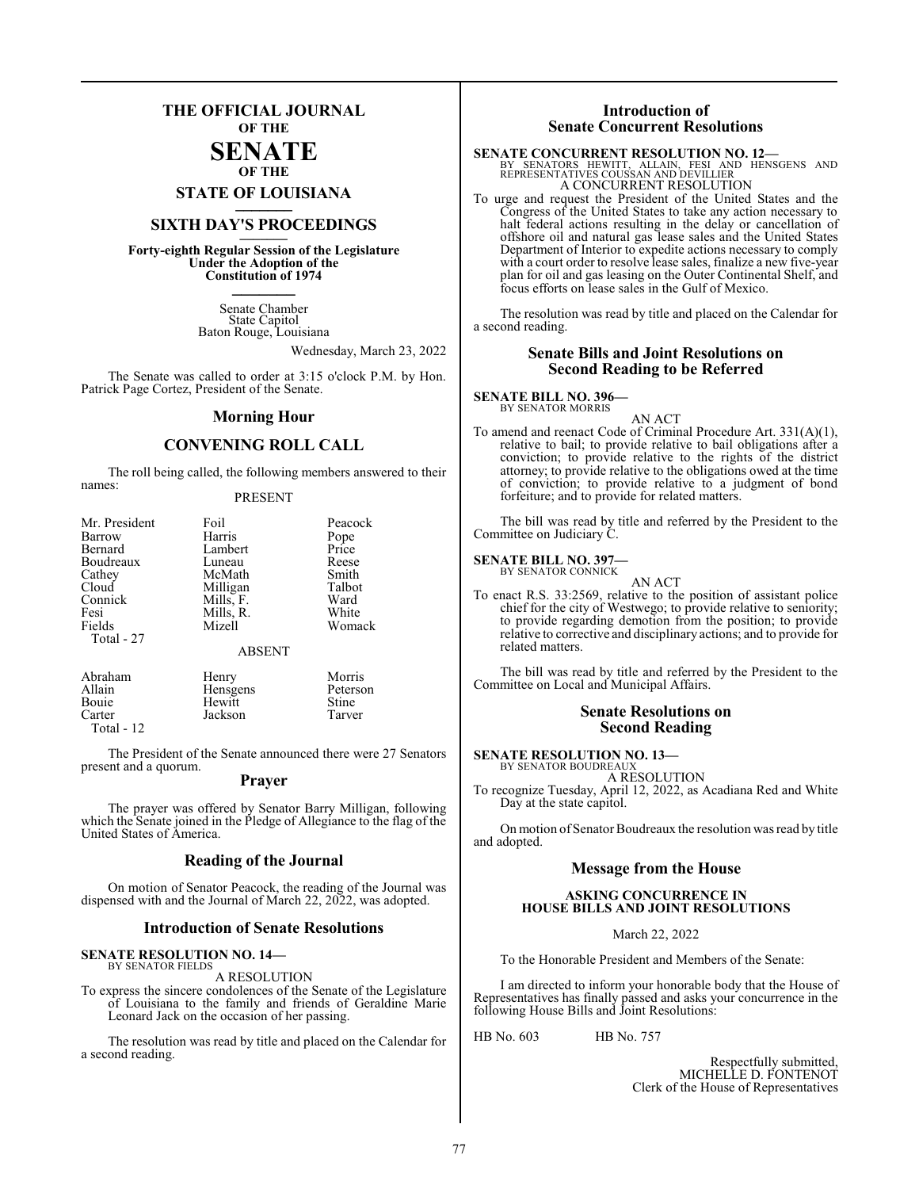# THE OFFICIAL JOURNAL OF THE SENATE OF THE STATE OF LOUISIANA

## SIXTH DAY'S PROCEEDINGS

**Forty-eighth Regular Session of the Legislature Under the Adoption of the Constitution of 1974**

Senate Chamber
State Capitol
Baton Rouge, Louisiana

Wednesday, March 23, 2022

The Senate was called to order at 3:15 o'clock P.M. by Hon. Patrick Page Cortez, President of the Senate.

## Morning Hour

## CONVENING ROLL CALL

The roll being called, the following members answered to their names:

PRESENT

| | | |
|---|---|---|
| Mr. President | Foil | Peacock |
| Barrow | Harris | Pope |
| Bernard | Lambert | Price |
| Boudreaux | Luneau | Reese |
| Cathey | McMath | Smith |
| Cloud | Milligan | Talbot |
| Connick | Mills, F. | Ward |
| Fesi | Mills, R. | White |
| Fields | Mizell | Womack |

Total - 27

ABSENT

| | | |
|---|---|---|
| Abraham | Henry | Morris |
| Allain | Hensgens | Peterson |
| Bouie | Hewitt | Stine |
| Carter | Jackson | Tarver |

Total - 12

The President of the Senate announced there were 27 Senators present and a quorum.

## Prayer

The prayer was offered by Senator Barry Milligan, following which the Senate joined in the Pledge of Allegiance to the flag of the United States of America.

## Reading of the Journal

On motion of Senator Peacock, the reading of the Journal was dispensed with and the Journal of March 22, 2022, was adopted.

## Introduction of Senate Resolutions

**SENATE RESOLUTION NO. 14—**
BY SENATOR FIELDS

A RESOLUTION

To express the sincere condolences of the Senate of the Legislature of Louisiana to the family and friends of Geraldine Marie Leonard Jack on the occasion of her passing.

The resolution was read by title and placed on the Calendar for a second reading.

## Introduction of Senate Concurrent Resolutions

**SENATE CONCURRENT RESOLUTION NO. 12—**
BY SENATORS HEWITT, ALLAIN, FESI AND HENSGENS AND REPRESENTATIVES COUSSAN AND DEVILLIER

A CONCURRENT RESOLUTION

To urge and request the President of the United States and the Congress of the United States to take any action necessary to halt federal actions resulting in the delay or cancellation of offshore oil and natural gas lease sales and the United States Department of Interior to expedite actions necessary to comply with a court order to resolve lease sales, finalize a new five-year plan for oil and gas leasing on the Outer Continental Shelf, and focus efforts on lease sales in the Gulf of Mexico.

The resolution was read by title and placed on the Calendar for a second reading.

## Senate Bills and Joint Resolutions on Second Reading to be Referred

**SENATE BILL NO. 396—**
BY SENATOR MORRIS

AN ACT

To amend and reenact Code of Criminal Procedure Art. 331(A)(1), relative to bail; to provide relative to bail obligations after a conviction; to provide relative to the rights of the district attorney; to provide relative to the obligations owed at the time of conviction; to provide relative to a judgment of bond forfeiture; and to provide for related matters.

The bill was read by title and referred by the President to the Committee on Judiciary C.

**SENATE BILL NO. 397—**
BY SENATOR CONNICK

AN ACT

To enact R.S. 33:2569, relative to the position of assistant police chief for the city of Westwego; to provide relative to seniority; to provide regarding demotion from the position; to provide relative to corrective and disciplinary actions; and to provide for related matters.

The bill was read by title and referred by the President to the Committee on Local and Municipal Affairs.

## Senate Resolutions on Second Reading

**SENATE RESOLUTION NO. 13—**
BY SENATOR BOUDREAUX

A RESOLUTION

To recognize Tuesday, April 12, 2022, as Acadiana Red and White Day at the state capitol.

On motion of Senator Boudreaux the resolution was read by title and adopted.

## Message from the House

**ASKING CONCURRENCE IN HOUSE BILLS AND JOINT RESOLUTIONS**

March 22, 2022

To the Honorable President and Members of the Senate:

I am directed to inform your honorable body that the House of Representatives has finally passed and asks your concurrence in the following House Bills and Joint Resolutions:

HB No. 603 HB No. 757

Respectfully submitted,
MICHELLE D. FONTENOT
Clerk of the House of Representatives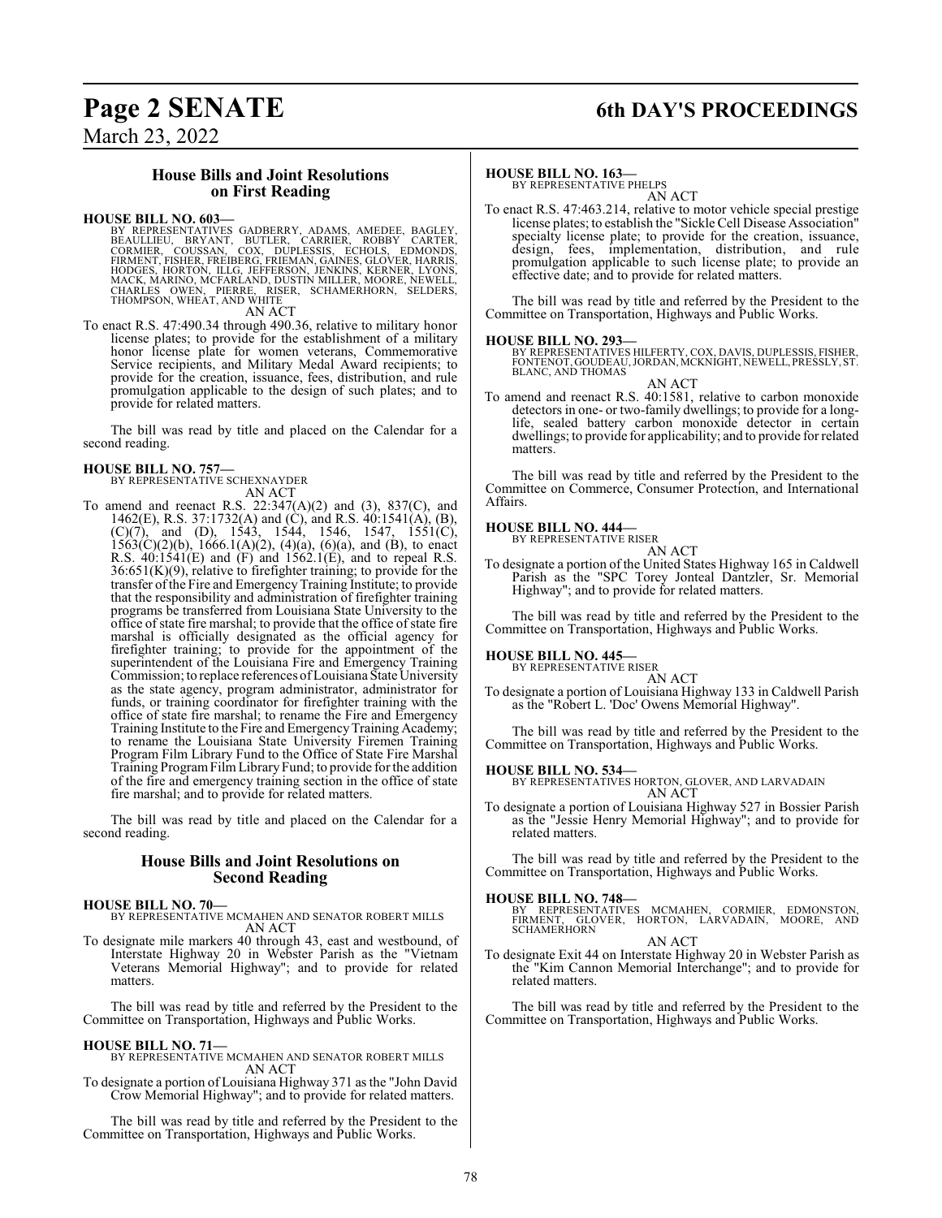## House Bills and Joint Resolutions on First Reading

**HOUSE BILL NO. 603—**
BY REPRESENTATIVES GADBERRY, ADAMS, AMEDEE, BAGLEY, BEAULLIEU, BRYANT, BUTLER, CARRIER, ROBBY CARTER, CORMIER, COUSSAN, COX, DUPLESSIS, ECHOLS, EDMONDS, FIRMENT, FISHER, FREIBERG, FRIEMAN, GAINES, GLOVER, HARRIS, HODGES, HORTON, ILLG, JEFFERSON, JENKINS, KERNER, LYONS, MACK, MARINO, MCFARLAND, DUSTIN MILLER, MOORE, NEWELL, CHARLES OWEN, PIERRE, RISER, SCHAMERHORN, SELDERS, THOMPSON, WHEAT, AND WHITE

AN ACT

To enact R.S. 47:490.34 through 490.36, relative to military honor license plates; to provide for the establishment of a military honor license plate for women veterans, Commemorative Service recipients, and Military Medal Award recipients; to provide for the creation, issuance, fees, distribution, and rule promulgation applicable to the design of such plates; and to provide for related matters.

The bill was read by title and placed on the Calendar for a second reading.

**HOUSE BILL NO. 757—**
BY REPRESENTATIVE SCHEXNAYDER

AN ACT

To amend and reenact R.S. 22:347(A)(2) and (3), 837(C), and 1462(E), R.S. 37:1732(A) and (C), and R.S. 40:1541(A), (B), (C)(7), and (D), 1543, 1544, 1546, 1547, 1551(C), 1563(C)(2)(b), 1666.1(A)(2), (4)(a), (6)(a), and (B), to enact R.S. 40:1541(E) and (F) and 1562.1(E), and to repeal R.S. 36:651(K)(9), relative to firefighter training; to provide for the transfer of the Fire and Emergency Training Institute; to provide that the responsibility and administration of firefighter training programs be transferred from Louisiana State University to the office of state fire marshal; to provide that the office of state fire marshal is officially designated as the official agency for firefighter training; to provide for the appointment of the superintendent of the Louisiana Fire and Emergency Training Commission; to replace references of Louisiana State University as the state agency, program administrator, administrator for funds, or training coordinator for firefighter training with the office of state fire marshal; to rename the Fire and Emergency Training Institute to the Fire and Emergency Training Academy; to rename the Louisiana State University Firemen Training Program Film Library Fund to the Office of State Fire Marshal Training Program Film Library Fund; to provide for the addition of the fire and emergency training section in the office of state fire marshal; and to provide for related matters.

The bill was read by title and placed on the Calendar for a second reading.

## House Bills and Joint Resolutions on Second Reading

**HOUSE BILL NO. 70—**
BY REPRESENTATIVE MCMAHEN AND SENATOR ROBERT MILLS

AN ACT

To designate mile markers 40 through 43, east and westbound, of Interstate Highway 20 in Webster Parish as the "Vietnam Veterans Memorial Highway"; and to provide for related matters.

The bill was read by title and referred by the President to the Committee on Transportation, Highways and Public Works.

**HOUSE BILL NO. 71—**
BY REPRESENTATIVE MCMAHEN AND SENATOR ROBERT MILLS

AN ACT

To designate a portion of Louisiana Highway 371 as the "John David Crow Memorial Highway"; and to provide for related matters.

The bill was read by title and referred by the President to the Committee on Transportation, Highways and Public Works.

**HOUSE BILL NO. 163—**
BY REPRESENTATIVE PHELPS

AN ACT

To enact R.S. 47:463.214, relative to motor vehicle special prestige license plates; to establish the "Sickle Cell Disease Association" specialty license plate; to provide for the creation, issuance, design, fees, implementation, distribution, and rule promulgation applicable to such license plate; to provide an effective date; and to provide for related matters.

The bill was read by title and referred by the President to the Committee on Transportation, Highways and Public Works.

**HOUSE BILL NO. 293—**
BY REPRESENTATIVES HILFERTY, COX, DAVIS, DUPLESSIS, FISHER, FONTENOT, GOUDEAU, JORDAN, MCKNIGHT, NEWELL, PRESSLY, ST. BLANC, AND THOMAS

AN ACT

To amend and reenact R.S. 40:1581, relative to carbon monoxide detectors in one- or two-family dwellings; to provide for a long-life, sealed battery carbon monoxide detector in certain dwellings; to provide for applicability; and to provide for related matters.

The bill was read by title and referred by the President to the Committee on Commerce, Consumer Protection, and International Affairs.

**HOUSE BILL NO. 444—**
BY REPRESENTATIVE RISER

AN ACT

To designate a portion of the United States Highway 165 in Caldwell Parish as the "SPC Torey Jonteal Dantzler, Sr. Memorial Highway"; and to provide for related matters.

The bill was read by title and referred by the President to the Committee on Transportation, Highways and Public Works.

**HOUSE BILL NO. 445—**
BY REPRESENTATIVE RISER

AN ACT

To designate a portion of Louisiana Highway 133 in Caldwell Parish as the "Robert L. 'Doc' Owens Memorial Highway".

The bill was read by title and referred by the President to the Committee on Transportation, Highways and Public Works.

**HOUSE BILL NO. 534—**
BY REPRESENTATIVES HORTON, GLOVER, AND LARVADAIN

AN ACT

To designate a portion of Louisiana Highway 527 in Bossier Parish as the "Jessie Henry Memorial Highway"; and to provide for related matters.

The bill was read by title and referred by the President to the Committee on Transportation, Highways and Public Works.

**HOUSE BILL NO. 748—**
BY REPRESENTATIVES MCMAHEN, CORMIER, EDMONSTON, FIRMENT, GLOVER, HORTON, LARVADAIN, MOORE, AND SCHAMERHORN

AN ACT

To designate Exit 44 on Interstate Highway 20 in Webster Parish as the "Kim Cannon Memorial Interchange"; and to provide for related matters.

The bill was read by title and referred by the President to the Committee on Transportation, Highways and Public Works.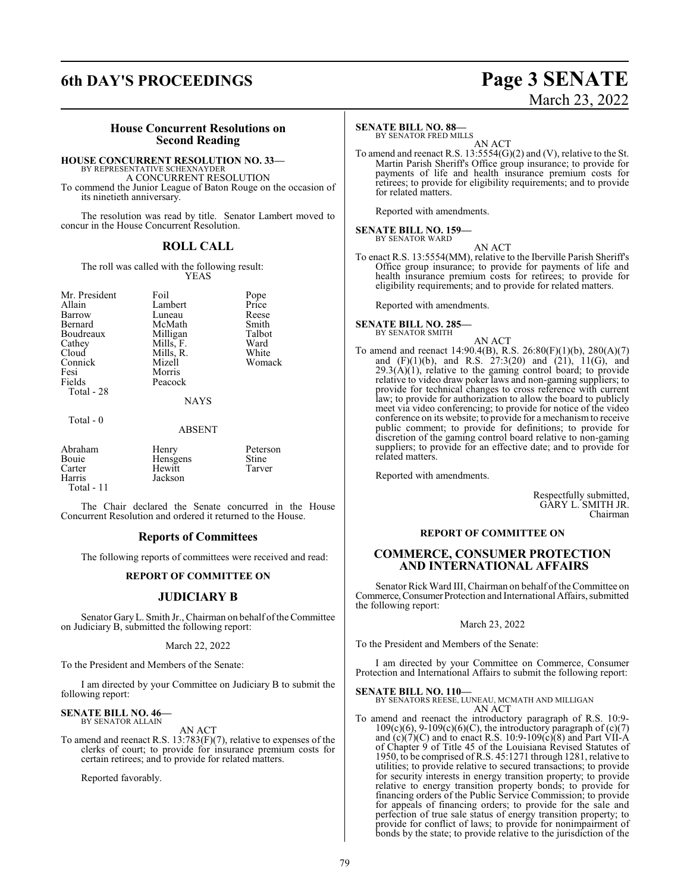## House Concurrent Resolutions on Second Reading

**HOUSE CONCURRENT RESOLUTION NO. 33—**
BY REPRESENTATIVE SCHEXNAYDER
A CONCURRENT RESOLUTION
To commend the Junior League of Baton Rouge on the occasion of its ninetieth anniversary.

The resolution was read by title. Senator Lambert moved to concur in the House Concurrent Resolution.

## ROLL CALL

The roll was called with the following result:

YEAS

| | | |
|---|---|---|
| Mr. President | Foil | Pope |
| Allain | Lambert | Price |
| Barrow | Luneau | Reese |
| Bernard | McMath | Smith |
| Boudreaux | Milligan | Talbot |
| Cathey | Mills, F. | Ward |
| Cloud | Mills, R. | White |
| Connick | Mizell | Womack |
| Fesi | Morris | |
| Fields | Peacock | |

Total - 28

NAYS

Total - 0

ABSENT

| | | |
|---|---|---|
| Abraham | Henry | Peterson |
| Bouie | Hensgens | Stine |
| Carter | Hewitt | Tarver |
| Harris | Jackson | |

Total - 11

The Chair declared the Senate concurred in the House Concurrent Resolution and ordered it returned to the House.

## Reports of Committees

The following reports of committees were received and read:

### REPORT OF COMMITTEE ON

## JUDICIARY B

Senator Gary L. Smith Jr., Chairman on behalf of the Committee on Judiciary B, submitted the following report:

March 22, 2022

To the President and Members of the Senate:

I am directed by your Committee on Judiciary B to submit the following report:

**SENATE BILL NO. 46—**
BY SENATOR ALLAIN
AN ACT
To amend and reenact R.S. 13:783(F)(7), relative to expenses of the clerks of court; to provide for insurance premium costs for certain retirees; and to provide for related matters.

Reported favorably.

**SENATE BILL NO. 88—**
BY SENATOR FRED MILLS
AN ACT
To amend and reenact R.S. 13:5554(G)(2) and (V), relative to the St. Martin Parish Sheriff's Office group insurance; to provide for payments of life and health insurance premium costs for retirees; to provide for eligibility requirements; and to provide for related matters.

Reported with amendments.

**SENATE BILL NO. 159—**
BY SENATOR WARD
AN ACT
To enact R.S. 13:5554(MM), relative to the Iberville Parish Sheriff's Office group insurance; to provide for payments of life and health insurance premium costs for retirees; to provide for eligibility requirements; and to provide for related matters.

Reported with amendments.

**SENATE BILL NO. 285—**
BY SENATOR SMITH
AN ACT
To amend and reenact 14:90.4(B), R.S. 26:80(F)(1)(b), 280(A)(7) and (F)(1)(b), and R.S. 27:3(20) and (21), 11(G), and 29.3(A)(1), relative to the gaming control board; to provide relative to video draw poker laws and non-gaming suppliers; to provide for technical changes to cross reference with current law; to provide for authorization to allow the board to publicly meet via video conferencing; to provide for notice of the video conference on its website; to provide for a mechanism to receive public comment; to provide for definitions; to provide for discretion of the gaming control board relative to non-gaming suppliers; to provide for an effective date; and to provide for related matters.

Reported with amendments.

Respectfully submitted,
GARY L. SMITH JR.
Chairman

### REPORT OF COMMITTEE ON

## COMMERCE, CONSUMER PROTECTION AND INTERNATIONAL AFFAIRS

Senator Rick Ward III, Chairman on behalf of the Committee on Commerce, Consumer Protection and International Affairs, submitted the following report:

March 23, 2022

To the President and Members of the Senate:

I am directed by your Committee on Commerce, Consumer Protection and International Affairs to submit the following report:

**SENATE BILL NO. 110—**
BY SENATORS REESE, LUNEAU, MCMATH AND MILLIGAN
AN ACT
To amend and reenact the introductory paragraph of R.S. 10:9-109(c)(6), 9-109(c)(6)(C), the introductory paragraph of (c)(7) and (c)(7)(C) and to enact R.S. 10:9-109(c)(8) and Part VII-A of Chapter 9 of Title 45 of the Louisiana Revised Statutes of 1950, to be comprised of R.S. 45:1271 through 1281, relative to utilities; to provide relative to secured transactions; to provide for security interests in energy transition property; to provide relative to energy transition property bonds; to provide for financing orders of the Public Service Commission; to provide for appeals of financing orders; to provide for the sale and perfection of true sale status of energy transition property; to provide for conflict of laws; to provide for nonimpairment of bonds by the state; to provide relative to the jurisdiction of the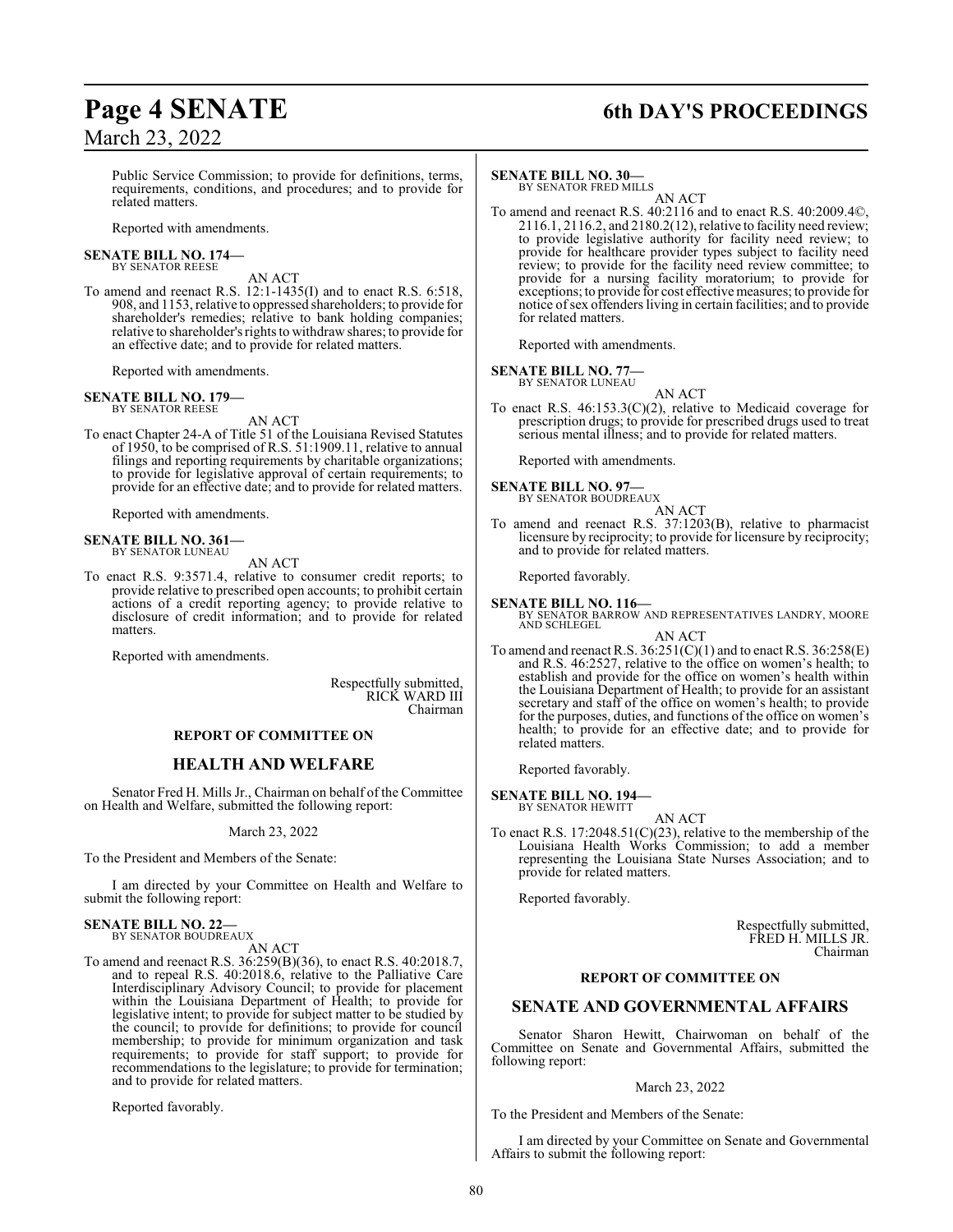Public Service Commission; to provide for definitions, terms, requirements, conditions, and procedures; and to provide for related matters.

Reported with amendments.

**SENATE BILL NO. 174—**
BY SENATOR REESE

AN ACT

To amend and reenact R.S. 12:1-1435(I) and to enact R.S. 6:518, 908, and 1153, relative to oppressed shareholders; to provide for shareholder's remedies; relative to bank holding companies; relative to shareholder's rights to withdraw shares; to provide for an effective date; and to provide for related matters.

Reported with amendments.

**SENATE BILL NO. 179—**
BY SENATOR REESE

AN ACT

To enact Chapter 24-A of Title 51 of the Louisiana Revised Statutes of 1950, to be comprised of R.S. 51:1909.11, relative to annual filings and reporting requirements by charitable organizations; to provide for legislative approval of certain requirements; to provide for an effective date; and to provide for related matters.

Reported with amendments.

**SENATE BILL NO. 361—**
BY SENATOR LUNEAU

AN ACT

To enact R.S. 9:3571.4, relative to consumer credit reports; to provide relative to prescribed open accounts; to prohibit certain actions of a credit reporting agency; to provide relative to disclosure of credit information; and to provide for related matters.

Reported with amendments.

Respectfully submitted,
RICK WARD III
Chairman

## REPORT OF COMMITTEE ON

## HEALTH AND WELFARE

Senator Fred H. Mills Jr., Chairman on behalf of the Committee on Health and Welfare, submitted the following report:

March 23, 2022

To the President and Members of the Senate:

I am directed by your Committee on Health and Welfare to submit the following report:

**SENATE BILL NO. 22—**
BY SENATOR BOUDREAUX

AN ACT

To amend and reenact R.S. 36:259(B)(36), to enact R.S. 40:2018.7, and to repeal R.S. 40:2018.6, relative to the Palliative Care Interdisciplinary Advisory Council; to provide for placement within the Louisiana Department of Health; to provide for legislative intent; to provide for subject matter to be studied by the council; to provide for definitions; to provide for council membership; to provide for minimum organization and task requirements; to provide for staff support; to provide for recommendations to the legislature; to provide for termination; and to provide for related matters.

Reported favorably.

**SENATE BILL NO. 30—**
BY SENATOR FRED MILLS

AN ACT

To amend and reenact R.S. 40:2116 and to enact R.S. 40:2009.4©, 2116.1, 2116.2, and 2180.2(12), relative to facility need review; to provide legislative authority for facility need review; to provide for healthcare provider types subject to facility need review; to provide for the facility need review committee; to provide for a nursing facility moratorium; to provide for exceptions; to provide for cost effective measures; to provide for notice of sex offenders living in certain facilities; and to provide for related matters.

Reported with amendments.

**SENATE BILL NO. 77—**
BY SENATOR LUNEAU

AN ACT

To enact R.S. 46:153.3(C)(2), relative to Medicaid coverage for prescription drugs; to provide for prescribed drugs used to treat serious mental illness; and to provide for related matters.

Reported with amendments.

**SENATE BILL NO. 97—**
BY SENATOR BOUDREAUX

AN ACT

To amend and reenact R.S. 37:1203(B), relative to pharmacist licensure by reciprocity; to provide for licensure by reciprocity; and to provide for related matters.

Reported favorably.

**SENATE BILL NO. 116—**
BY SENATOR BARROW AND REPRESENTATIVES LANDRY, MOORE AND SCHLEGEL

AN ACT

To amend and reenact R.S. 36:251(C)(1) and to enact R.S. 36:258(E) and R.S. 46:2527, relative to the office on women's health; to establish and provide for the office on women's health within the Louisiana Department of Health; to provide for an assistant secretary and staff of the office on women's health; to provide for the purposes, duties, and functions of the office on women's health; to provide for an effective date; and to provide for related matters.

Reported favorably.

**SENATE BILL NO. 194—**
BY SENATOR HEWITT

AN ACT

To enact R.S. 17:2048.51(C)(23), relative to the membership of the Louisiana Health Works Commission; to add a member representing the Louisiana State Nurses Association; and to provide for related matters.

Reported favorably.

Respectfully submitted,
FRED H. MILLS JR.
Chairman

## REPORT OF COMMITTEE ON

## SENATE AND GOVERNMENTAL AFFAIRS

Senator Sharon Hewitt, Chairwoman on behalf of the Committee on Senate and Governmental Affairs, submitted the following report:

March 23, 2022

To the President and Members of the Senate:

I am directed by your Committee on Senate and Governmental Affairs to submit the following report: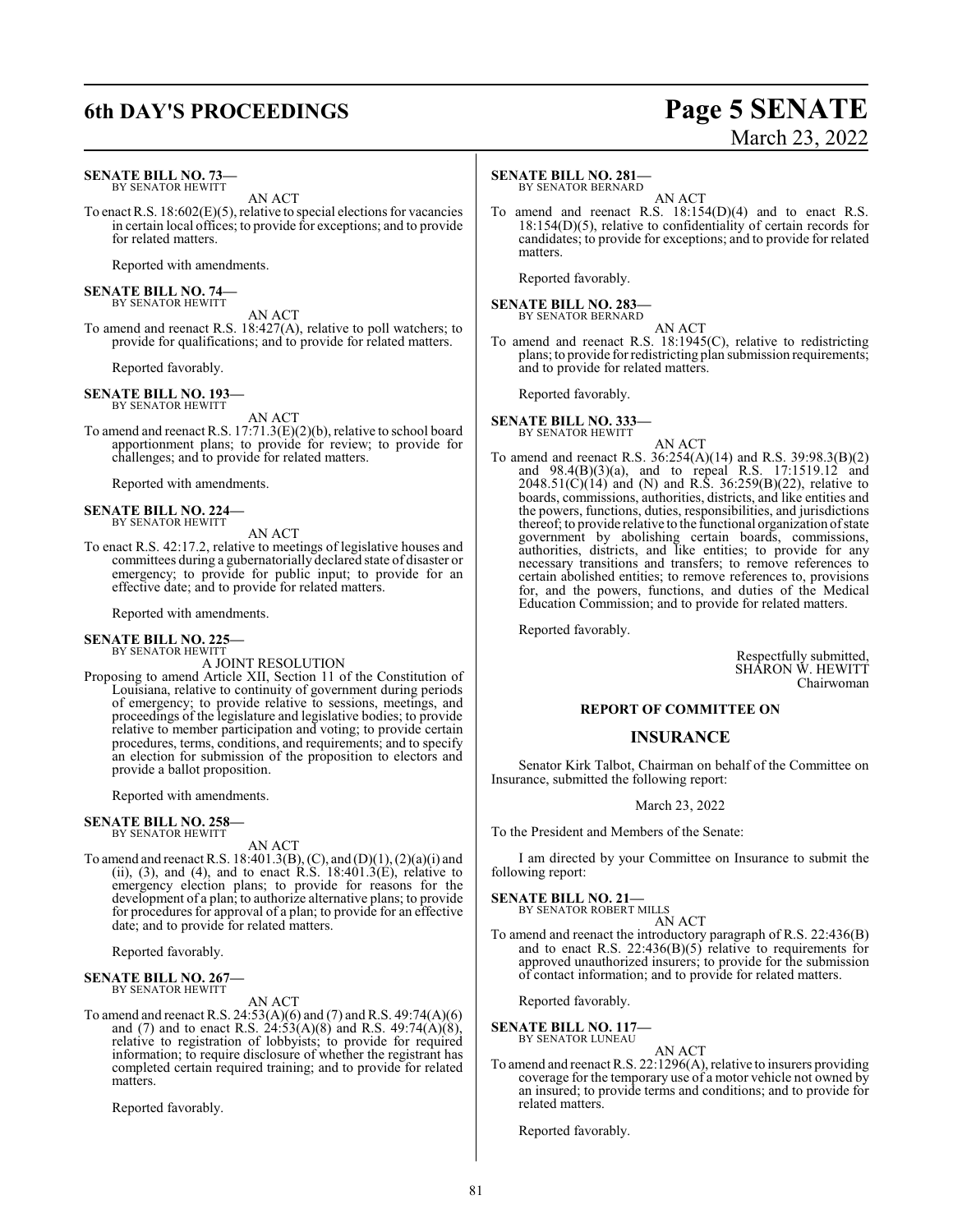**SENATE BILL NO. 73—**
BY SENATOR HEWITT

AN ACT

To enact R.S. 18:602(E)(5), relative to special elections for vacancies in certain local offices; to provide for exceptions; and to provide for related matters.

Reported with amendments.

**SENATE BILL NO. 74—**
BY SENATOR HEWITT

AN ACT

To amend and reenact R.S. 18:427(A), relative to poll watchers; to provide for qualifications; and to provide for related matters.

Reported favorably.

**SENATE BILL NO. 193—**
BY SENATOR HEWITT

AN ACT

To amend and reenact R.S. 17:71.3(E)(2)(b), relative to school board apportionment plans; to provide for review; to provide for challenges; and to provide for related matters.

Reported with amendments.

**SENATE BILL NO. 224—**
BY SENATOR HEWITT

AN ACT

To enact R.S. 42:17.2, relative to meetings of legislative houses and committees during a gubernatorially declared state of disaster or emergency; to provide for public input; to provide for an effective date; and to provide for related matters.

Reported with amendments.

**SENATE BILL NO. 225—**
BY SENATOR HEWITT

A JOINT RESOLUTION

Proposing to amend Article XII, Section 11 of the Constitution of Louisiana, relative to continuity of government during periods of emergency; to provide relative to sessions, meetings, and proceedings of the legislature and legislative bodies; to provide relative to member participation and voting; to provide certain procedures, terms, conditions, and requirements; and to specify an election for submission of the proposition to electors and provide a ballot proposition.

Reported with amendments.

**SENATE BILL NO. 258—**
BY SENATOR HEWITT

AN ACT

To amend and reenact R.S. 18:401.3(B), (C), and (D)(1), (2)(a)(i) and (ii), (3), and (4), and to enact R.S. 18:401.3(E), relative to emergency election plans; to provide for reasons for the development of a plan; to authorize alternative plans; to provide for procedures for approval of a plan; to provide for an effective date; and to provide for related matters.

Reported favorably.

**SENATE BILL NO. 267—**
BY SENATOR HEWITT

AN ACT

To amend and reenact R.S. 24:53(A)(6) and (7) and R.S. 49:74(A)(6) and (7) and to enact R.S. 24:53(A)(8) and R.S. 49:74(A)(8), relative to registration of lobbyists; to provide for required information; to require disclosure of whether the registrant has completed certain required training; and to provide for related matters.

Reported favorably.

**SENATE BILL NO. 281—**
BY SENATOR BERNARD

AN ACT

To amend and reenact R.S. 18:154(D)(4) and to enact R.S. 18:154(D)(5), relative to confidentiality of certain records for candidates; to provide for exceptions; and to provide for related matters.

Reported favorably.

**SENATE BILL NO. 283—**
BY SENATOR BERNARD

AN ACT

To amend and reenact R.S. 18:1945(C), relative to redistricting plans; to provide for redistricting plan submission requirements; and to provide for related matters.

Reported favorably.

**SENATE BILL NO. 333—**
BY SENATOR HEWITT

AN ACT

To amend and reenact R.S. 36:254(A)(14) and R.S. 39:98.3(B)(2) and 98.4(B)(3)(a), and to repeal R.S. 17:1519.12 and 2048.51(C)(14) and (N) and R.S. 36:259(B)(22), relative to boards, commissions, authorities, districts, and like entities and the powers, functions, duties, responsibilities, and jurisdictions thereof; to provide relative to the functional organization of state government by abolishing certain boards, commissions, authorities, districts, and like entities; to provide for any necessary transitions and transfers; to remove references to certain abolished entities; to remove references to, provisions for, and the powers, functions, and duties of the Medical Education Commission; and to provide for related matters.

Reported favorably.

Respectfully submitted,
SHARON W. HEWITT
Chairwoman

## REPORT OF COMMITTEE ON

## INSURANCE

Senator Kirk Talbot, Chairman on behalf of the Committee on Insurance, submitted the following report:

March 23, 2022

To the President and Members of the Senate:

I am directed by your Committee on Insurance to submit the following report:

**SENATE BILL NO. 21—**
BY SENATOR ROBERT MILLS

AN ACT

To amend and reenact the introductory paragraph of R.S. 22:436(B) and to enact R.S. 22:436(B)(5) relative to requirements for approved unauthorized insurers; to provide for the submission of contact information; and to provide for related matters.

Reported favorably.

**SENATE BILL NO. 117—**
BY SENATOR LUNEAU

AN ACT

To amend and reenact R.S. 22:1296(A), relative to insurers providing coverage for the temporary use of a motor vehicle not owned by an insured; to provide terms and conditions; and to provide for related matters.

Reported favorably.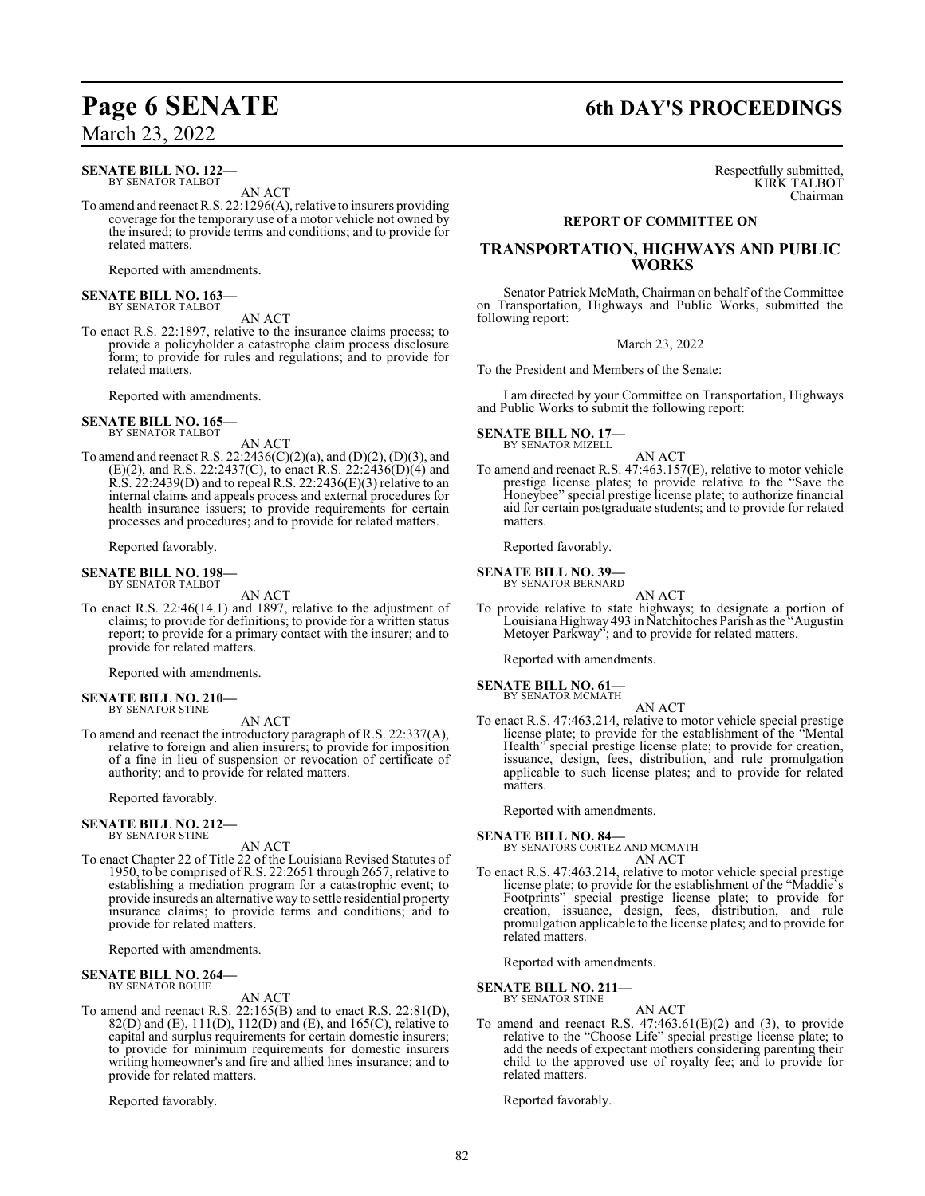**SENATE BILL NO. 122—**
BY SENATOR TALBOT

AN ACT

To amend and reenact R.S. 22:1296(A), relative to insurers providing coverage for the temporary use of a motor vehicle not owned by the insured; to provide terms and conditions; and to provide for related matters.

Reported with amendments.

**SENATE BILL NO. 163—**
BY SENATOR TALBOT

AN ACT

To enact R.S. 22:1897, relative to the insurance claims process; to provide a policyholder a catastrophe claim process disclosure form; to provide for rules and regulations; and to provide for related matters.

Reported with amendments.

**SENATE BILL NO. 165—**
BY SENATOR TALBOT

AN ACT

To amend and reenact R.S. 22:2436(C)(2)(a), and (D)(2), (D)(3), and (E)(2), and R.S. 22:2437(C), to enact R.S. 22:2436(D)(4) and R.S. 22:2439(D) and to repeal R.S. 22:2436(E)(3) relative to an internal claims and appeals process and external procedures for health insurance issuers; to provide requirements for certain processes and procedures; and to provide for related matters.

Reported favorably.

**SENATE BILL NO. 198—**
BY SENATOR TALBOT

AN ACT

To enact R.S. 22:46(14.1) and 1897, relative to the adjustment of claims; to provide for definitions; to provide for a written status report; to provide for a primary contact with the insurer; and to provide for related matters.

Reported with amendments.

**SENATE BILL NO. 210—**
BY SENATOR STINE

AN ACT

To amend and reenact the introductory paragraph of R.S. 22:337(A), relative to foreign and alien insurers; to provide for imposition of a fine in lieu of suspension or revocation of certificate of authority; and to provide for related matters.

Reported favorably.

**SENATE BILL NO. 212—**
BY SENATOR STINE

AN ACT

To enact Chapter 22 of Title 22 of the Louisiana Revised Statutes of 1950, to be comprised of R.S. 22:2651 through 2657, relative to establishing a mediation program for a catastrophic event; to provide insureds an alternative way to settle residential property insurance claims; to provide terms and conditions; and to provide for related matters.

Reported with amendments.

**SENATE BILL NO. 264—**
BY SENATOR BOUIE

AN ACT

To amend and reenact R.S. 22:165(B) and to enact R.S. 22:81(D), 82(D) and (E), 111(D), 112(D) and (E), and 165(C), relative to capital and surplus requirements for certain domestic insurers; to provide for minimum requirements for domestic insurers writing homeowner's and fire and allied lines insurance; and to provide for related matters.

Reported favorably.

Respectfully submitted,
KIRK TALBOT
Chairman

## REPORT OF COMMITTEE ON

## TRANSPORTATION, HIGHWAYS AND PUBLIC WORKS

Senator Patrick McMath, Chairman on behalf of the Committee on Transportation, Highways and Public Works, submitted the following report:

March 23, 2022

To the President and Members of the Senate:

I am directed by your Committee on Transportation, Highways and Public Works to submit the following report:

**SENATE BILL NO. 17—**
BY SENATOR MIZELL

AN ACT

To amend and reenact R.S. 47:463.157(E), relative to motor vehicle prestige license plates; to provide relative to the "Save the Honeybee" special prestige license plate; to authorize financial aid for certain postgraduate students; and to provide for related matters.

Reported favorably.

**SENATE BILL NO. 39—**
BY SENATOR BERNARD

AN ACT

To provide relative to state highways; to designate a portion of Louisiana Highway 493 in Natchitoches Parish as the "Augustin Metoyer Parkway"; and to provide for related matters.

Reported with amendments.

**SENATE BILL NO. 61—**
BY SENATOR MCMATH

AN ACT

To enact R.S. 47:463.214, relative to motor vehicle special prestige license plate; to provide for the establishment of the "Mental Health" special prestige license plate; to provide for creation, issuance, design, fees, distribution, and rule promulgation applicable to such license plates; and to provide for related matters.

Reported with amendments.

**SENATE BILL NO. 84—**
BY SENATORS CORTEZ AND MCMATH

AN ACT

To enact R.S. 47:463.214, relative to motor vehicle special prestige license plate; to provide for the establishment of the "Maddie's Footprints" special prestige license plate; to provide for creation, issuance, design, fees, distribution, and rule promulgation applicable to the license plates; and to provide for related matters.

Reported with amendments.

**SENATE BILL NO. 211—**
BY SENATOR STINE

AN ACT

To amend and reenact R.S. 47:463.61(E)(2) and (3), to provide relative to the "Choose Life" special prestige license plate; to add the needs of expectant mothers considering parenting their child to the approved use of royalty fee; and to provide for related matters.

Reported favorably.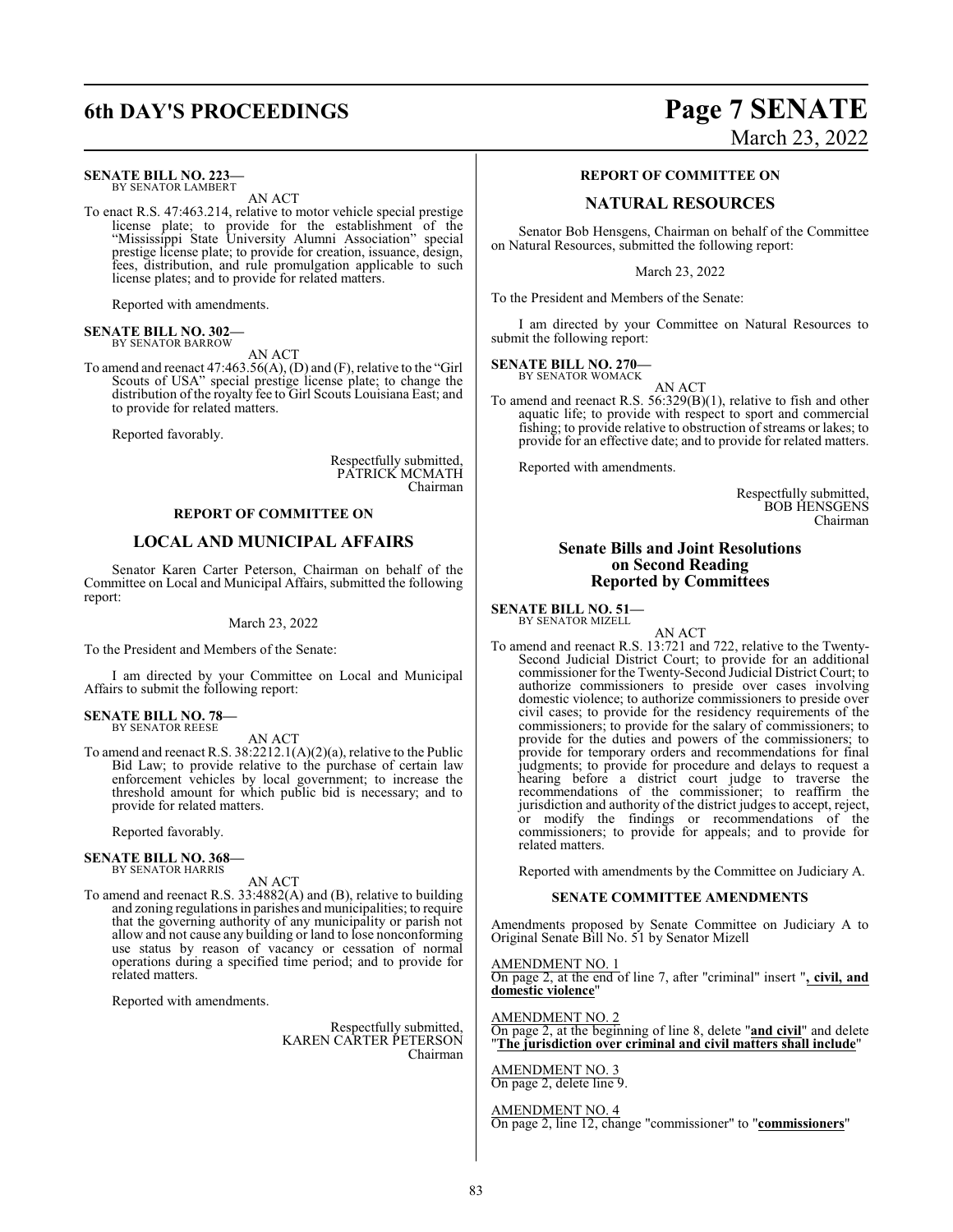**SENATE BILL NO. 223—**
BY SENATOR LAMBERT

AN ACT

To enact R.S. 47:463.214, relative to motor vehicle special prestige license plate; to provide for the establishment of the "Mississippi State University Alumni Association" special prestige license plate; to provide for creation, issuance, design, fees, distribution, and rule promulgation applicable to such license plates; and to provide for related matters.

Reported with amendments.

**SENATE BILL NO. 302—**
BY SENATOR BARROW

AN ACT

To amend and reenact 47:463.56(A), (D) and (F), relative to the "Girl Scouts of USA" special prestige license plate; to change the distribution of the royalty fee to Girl Scouts Louisiana East; and to provide for related matters.

Reported favorably.

Respectfully submitted,
PATRICK MCMATH
Chairman

**REPORT OF COMMITTEE ON**

## LOCAL AND MUNICIPAL AFFAIRS

Senator Karen Carter Peterson, Chairman on behalf of the Committee on Local and Municipal Affairs, submitted the following report:

March 23, 2022

To the President and Members of the Senate:

I am directed by your Committee on Local and Municipal Affairs to submit the following report:

**SENATE BILL NO. 78—**
BY SENATOR REESE

AN ACT

To amend and reenact R.S. 38:2212.1(A)(2)(a), relative to the Public Bid Law; to provide relative to the purchase of certain law enforcement vehicles by local government; to increase the threshold amount for which public bid is necessary; and to provide for related matters.

Reported favorably.

**SENATE BILL NO. 368—**
BY SENATOR HARRIS

AN ACT

To amend and reenact R.S. 33:4882(A) and (B), relative to building and zoning regulations in parishes and municipalities; to require that the governing authority of any municipality or parish not allow and not cause any building or land to lose nonconforming use status by reason of vacancy or cessation of normal operations during a specified time period; and to provide for related matters.

Reported with amendments.

Respectfully submitted,
KAREN CARTER PETERSON
Chairman

**REPORT OF COMMITTEE ON**

## NATURAL RESOURCES

Senator Bob Hensgens, Chairman on behalf of the Committee on Natural Resources, submitted the following report:

March 23, 2022

To the President and Members of the Senate:

I am directed by your Committee on Natural Resources to submit the following report:

**SENATE BILL NO. 270—**
BY SENATOR WOMACK

AN ACT

To amend and reenact R.S. 56:329(B)(1), relative to fish and other aquatic life; to provide with respect to sport and commercial fishing; to provide relative to obstruction of streams or lakes; to provide for an effective date; and to provide for related matters.

Reported with amendments.

Respectfully submitted,
BOB HENSGENS
Chairman

## Senate Bills and Joint Resolutions on Second Reading Reported by Committees

**SENATE BILL NO. 51—**
BY SENATOR MIZELL

AN ACT

To amend and reenact R.S. 13:721 and 722, relative to the Twenty-Second Judicial District Court; to provide for an additional commissioner for the Twenty-Second Judicial District Court; to authorize commissioners to preside over cases involving domestic violence; to authorize commissioners to preside over civil cases; to provide for the residency requirements of the commissioners; to provide for the salary of commissioners; to provide for the duties and powers of the commissioners; to provide for temporary orders and recommendations for final judgments; to provide for procedure and delays to request a hearing before a district court judge to traverse the recommendations of the commissioner; to reaffirm the jurisdiction and authority of the district judges to accept, reject, or modify the findings or recommendations of the commissioners; to provide for appeals; and to provide for related matters.

Reported with amendments by the Committee on Judiciary A.

**SENATE COMMITTEE AMENDMENTS**

Amendments proposed by Senate Committee on Judiciary A to Original Senate Bill No. 51 by Senator Mizell

AMENDMENT NO. 1
On page 2, at the end of line 7, after "criminal" insert "**, civil, and domestic violence**"

AMENDMENT NO. 2
On page 2, at the beginning of line 8, delete "**and civil**" and delete "**The jurisdiction over criminal and civil matters shall include**"

AMENDMENT NO. 3
On page 2, delete line 9.

AMENDMENT NO. 4
On page 2, line 12, change "commissioner" to "**commissioners**"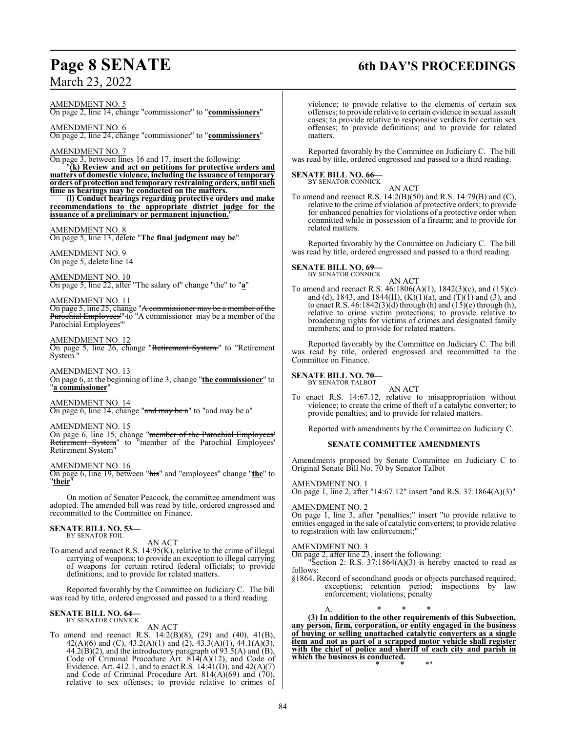AMENDMENT NO. 5
On page 2, line 14, change "commissioner" to "**commissioners**"

AMENDMENT NO. 6
On page 2, line 24, change "commissioner" to "**commissioners**"

AMENDMENT NO. 7
On page 3, between lines 16 and 17, insert the following:

"**(k) Review and act on petitions for protective orders and matters of domestic violence, including the issuance of temporary orders of protection and temporary restraining orders, until such time as hearings may be conducted on the matters.**

**(l) Conduct hearings regarding protective orders and make recommendations to the appropriate district judge for the issuance of a preliminary or permanent injunction.**"

AMENDMENT NO. 8
On page 5, line 13, delete "**The final judgment may be**"

AMENDMENT NO. 9
On page 5, delete line 14

AMENDMENT NO. 10
On page 5, line 22, after "The salary of" change "the" to "**a**"

AMENDMENT NO. 11
On page 5, line 25, change "~~A commissioner may be a member of the Parochial Employees'~~" to "A commissioner may be a member of the Parochial Employees'"

AMENDMENT NO. 12
On page 5, line 26, change "~~Retirement System.~~" to "Retirement System."

AMENDMENT NO. 13
On page 6, at the beginning of line 3, change "**the commissioner**" to "**a commissioner**"

AMENDMENT NO. 14
On page 6, line 14, change "~~and may be a~~" to "and may be a"

AMENDMENT NO. 15
On page 6, line 15, change "~~member of the Parochial Employees' Retirement System~~" to "member of the Parochial Employees' Retirement System"

AMENDMENT NO. 16
On page 6, line 19, between "~~his~~" and "employees" change "**the**" to "**their**"

On motion of Senator Peacock, the committee amendment was adopted. The amended bill was read by title, ordered engrossed and recommitted to the Committee on Finance.

**SENATE BILL NO. 53—**
BY SENATOR FOIL

AN ACT

To amend and reenact R.S. 14:95(K), relative to the crime of illegal carrying of weapons; to provide an exception to illegal carrying of weapons for certain retired federal officials; to provide definitions; and to provide for related matters.

Reported favorably by the Committee on Judiciary C. The bill was read by title, ordered engrossed and passed to a third reading.

**SENATE BILL NO. 64—**
BY SENATOR CONNICK

AN ACT

To amend and reenact R.S. 14:2(B)(8), (29) and (40), 41(B), 42(A)(6) and (C), 43.2(A)(1) and (2), 43.3(A)(1), 44.1(A)(3), 44.2(B)(2), and the introductory paragraph of 93.5(A) and (B), Code of Criminal Procedure Art. 814(A)(12), and Code of Evidence. Art. 412.1, and to enact R.S. 14:41(D), and 42(A)(7) and Code of Criminal Procedure Art. 814(A)(69) and (70), relative to sex offenses; to provide relative to crimes of violence; to provide relative to the elements of certain sex offenses; to provide relative to certain evidence in sexual assault cases; to provide relative to responsive verdicts for certain sex offenses; to provide definitions; and to provide for related matters.

Reported favorably by the Committee on Judiciary C. The bill was read by title, ordered engrossed and passed to a third reading.

**SENATE BILL NO. 66—**
BY SENATOR CONNICK

AN ACT

To amend and reenact R.S. 14:2(B)(50) and R.S. 14:79(B) and (C), relative to the crime of violation of protective orders; to provide for enhanced penalties for violations of a protective order when committed while in possession of a firearm; and to provide for related matters.

Reported favorably by the Committee on Judiciary C. The bill was read by title, ordered engrossed and passed to a third reading.

**SENATE BILL NO. 69—**
BY SENATOR CONNICK

AN ACT

To amend and reenact R.S. 46:1806(A)(1), 1842(3)(c), and (15)(c) and (d), 1843, and 1844(H), (K)(1)(a), and (T)(1) and (3), and to enact R.S. 46:1842(3)(d) through (h) and (15)(e) through (h), relative to crime victim protections; to provide relative to broadening rights for victims of crimes and designated family members; and to provide for related matters.

Reported favorably by the Committee on Judiciary C. The bill was read by title, ordered engrossed and recommitted to the Committee on Finance.

**SENATE BILL NO. 70—**
BY SENATOR TALBOT

AN ACT

To enact R.S. 14:67.12, relative to misappropriation without violence; to create the crime of theft of a catalytic converter; to provide penalties; and to provide for related matters.

Reported with amendments by the Committee on Judiciary C.

**SENATE COMMITTEE AMENDMENTS**

Amendments proposed by Senate Committee on Judiciary C to Original Senate Bill No. 70 by Senator Talbot

AMENDMENT NO. 1
On page 1, line 2, after "14:67.12" insert "and R.S. 37:1864(A)(3)"

AMENDMENT NO. 2
On page 1, line 3, after "penalties;" insert "to provide relative to entities engaged in the sale of catalytic converters; to provide relative to registration with law enforcement;"

AMENDMENT NO. 3
On page 2, after line 23, insert the following:

"Section 2: R.S. 37:1864(A)(3) is hereby enacted to read as follows:

§1864. Record of secondhand goods or objects purchased required; exceptions; retention period; inspections by law enforcement; violations; penalty

A. * * *

**(3) In addition to the other requirements of this Subsection, any person, firm, corporation, or entity engaged in the business of buying or selling unattached catalytic converters as a single item and not as part of a scrapped motor vehicle shall register with the chief of police and sheriff of each city and parish in which the business is conducted.**

\* * *"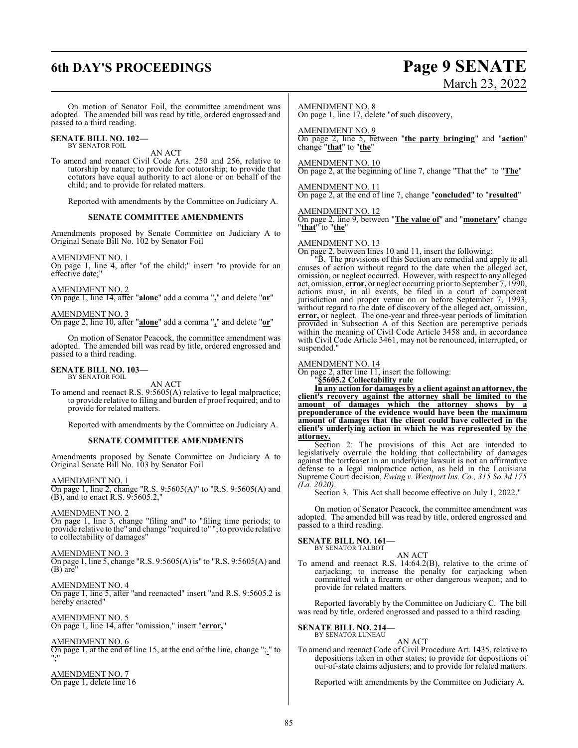On motion of Senator Foil, the committee amendment was adopted. The amended bill was read by title, ordered engrossed and passed to a third reading.

**SENATE BILL NO. 102—**
BY SENATOR FOIL

AN ACT

To amend and reenact Civil Code Arts. 250 and 256, relative to tutorship by nature; to provide for cotutorship; to provide that cotutors have equal authority to act alone or on behalf of the child; and to provide for related matters.

Reported with amendments by the Committee on Judiciary A.

**SENATE COMMITTEE AMENDMENTS**

Amendments proposed by Senate Committee on Judiciary A to Original Senate Bill No. 102 by Senator Foil

AMENDMENT NO. 1
On page 1, line 4, after "of the child;" insert "to provide for an effective date;"

AMENDMENT NO. 2
On page 1, line 14, after "**alone**" add a comma "**,**" and delete "**or**"

AMENDMENT NO. 3
On page 2, line 10, after "**alone**" add a comma "**,**" and delete "**or**"

On motion of Senator Peacock, the committee amendment was adopted. The amended bill was read by title, ordered engrossed and passed to a third reading.

**SENATE BILL NO. 103—**
BY SENATOR FOIL

AN ACT

To amend and reenact R.S. 9:5605(A) relative to legal malpractice; to provide relative to filing and burden of proof required; and to provide for related matters.

Reported with amendments by the Committee on Judiciary A.

**SENATE COMMITTEE AMENDMENTS**

Amendments proposed by Senate Committee on Judiciary A to Original Senate Bill No. 103 by Senator Foil

AMENDMENT NO. 1
On page 1, line 2, change "R.S. 9:5605(A)" to "R.S. 9:5605(A) and (B), and to enact R.S. 9:5605.2,"

AMENDMENT NO. 2
On page 1, line 3, change "filing and" to "filing time periods; to provide relative to the" and change "required to" "; to provide relative to collectability of damages"

AMENDMENT NO. 3
On page 1, line 5, change "R.S. 9:5605(A) is" to "R.S. 9:5605(A) and (B) are"

AMENDMENT NO. 4
On page 1, line 5, after "and reenacted" insert "and R.S. 9:5605.2 is hereby enacted"

AMENDMENT NO. 5
On page 1, line 14, after "omission," insert "**error,**"

AMENDMENT NO. 6
On page 1, at the end of line 15, at the end of the line, change "**;**" to ";"

AMENDMENT NO. 7
On page 1, delete line 16

AMENDMENT NO. 8
On page 1, line 17, delete "of such discovery,

AMENDMENT NO. 9
On page 2, line 5, between "**the party bringing**" and "**action**" change "**that**" to "**the**"

AMENDMENT NO. 10
On page 2, at the beginning of line 7, change "That the" to "**The**"

AMENDMENT NO. 11
On page 2, at the end of line 7, change "**concluded**" to "**resulted**"

AMENDMENT NO. 12
On page 2, line 9, between "**The value of**" and "**monetary**" change "**that**" to "**the**"

AMENDMENT NO. 13
On page 2, between lines 10 and 11, insert the following:

"B. The provisions of this Section are remedial and apply to all causes of action without regard to the date when the alleged act, omission, or neglect occurred. However, with respect to any alleged act, omission, **error,** or neglect occurring prior to September 7, 1990, actions must, in all events, be filed in a court of competent jurisdiction and proper venue on or before September 7, 1993, without regard to the date of discovery of the alleged act, omission, **error,** or neglect. The one-year and three-year periods of limitation provided in Subsection A of this Section are peremptive periods within the meaning of Civil Code Article 3458 and, in accordance with Civil Code Article 3461, may not be renounced, interrupted, or suspended."

AMENDMENT NO. 14
On page 2, after line 11, insert the following:

"**§5605.2 Collectability rule**

**In any action for damages by a client against an attorney, the client's recovery against the attorney shall be limited to the amount of damages which the attorney shows by a preponderance of the evidence would have been the maximum amount of damages that the client could have collected in the client's underlying action in which he was represented by the attorney.**

Section 2: The provisions of this Act are intended to legislatively overrule the holding that collectability of damages against the tortfeaser in an underlying lawsuit is not an affirmative defense to a legal malpractice action, as held in the Louisiana Supreme Court decision, *Ewing v. Westport Ins. Co., 315 So.3d 175 (La. 2020)*.

Section 3. This Act shall become effective on July 1, 2022."

On motion of Senator Peacock, the committee amendment was adopted. The amended bill was read by title, ordered engrossed and passed to a third reading.

**SENATE BILL NO. 161—**
BY SENATOR TALBOT

AN ACT

To amend and reenact R.S. 14:64.2(B), relative to the crime of carjacking; to increase the penalty for carjacking when committed with a firearm or other dangerous weapon; and to provide for related matters.

Reported favorably by the Committee on Judiciary C. The bill was read by title, ordered engrossed and passed to a third reading.

**SENATE BILL NO. 214—**
BY SENATOR LUNEAU

AN ACT

To amend and reenact Code of Civil Procedure Art. 1435, relative to depositions taken in other states; to provide for depositions of out-of-state claims adjusters; and to provide for related matters.

Reported with amendments by the Committee on Judiciary A.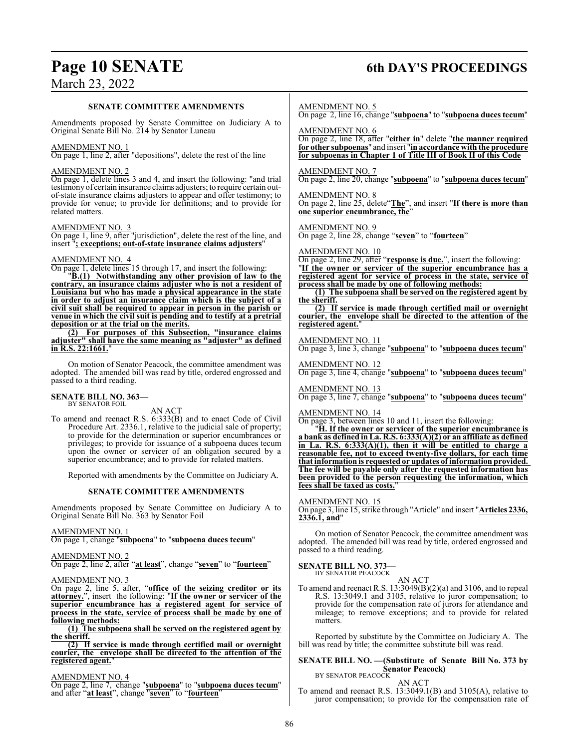### SENATE COMMITTEE AMENDMENTS

Amendments proposed by Senate Committee on Judiciary A to Original Senate Bill No. 214 by Senator Luneau

AMENDMENT NO. 1

On page 1, line 2, after "depositions", delete the rest of the line

AMENDMENT NO. 2

On page 1, delete lines 3 and 4, and insert the following: "and trial testimony of certain insurance claims adjusters; to require certain out-of-state insurance claims adjusters to appear and offer testimony; to provide for venue; to provide for definitions; and to provide for related matters.

AMENDMENT NO. 3

On page 1, line 9, after "jurisdiction", delete the rest of the line, and insert "**; exceptions; out-of-state insurance claims adjusters**"

AMENDMENT NO. 4

On page 1, delete lines 15 through 17, and insert the following:

"**B.(1) Notwithstanding any other provision of law to the contrary, an insurance claims adjuster who is not a resident of Louisiana but who has made a physical appearance in the state in order to adjust an insurance claim which is the subject of a civil suit shall be required to appear in person in the parish or venue in which the civil suit is pending and to testify at a pretrial deposition or at the trial on the merits.**

**(2) For purposes of this Subsection, "insurance claims adjuster" shall have the same meaning as "adjuster" as defined in R.S. 22:1661.**"

On motion of Senator Peacock, the committee amendment was adopted. The amended bill was read by title, ordered engrossed and passed to a third reading.

**SENATE BILL NO. 363—**
BY SENATOR FOIL

AN ACT

To amend and reenact R.S. 6:333(B) and to enact Code of Civil Procedure Art. 2336.1, relative to the judicial sale of property; to provide for the determination or superior encumbrances or privileges; to provide for issuance of a subpoena duces tecum upon the owner or servicer of an obligation secured by a superior encumbrance; and to provide for related matters.

Reported with amendments by the Committee on Judiciary A.

### SENATE COMMITTEE AMENDMENTS

Amendments proposed by Senate Committee on Judiciary A to Original Senate Bill No. 363 by Senator Foil

AMENDMENT NO. 1

On page 1, change "**subpoena**" to "**subpoena duces tecum**"

AMENDMENT NO. 2

On page 2, line 2, after "**at least**", change "**seven**" to "**fourteen**"

AMENDMENT NO. 3

On page 2, line 5, after, "**office of the seizing creditor or its attorney.**", insert the following: "**If the owner or servicer of the superior encumbrance has a registered agent for service of process in the state, service of process shall be made by one of following methods:**

**(1) The subpoena shall be served on the registered agent by the sheriff.**

**(2) If service is made through certified mail or overnight courier, the envelope shall be directed to the attention of the registered agent.**"

AMENDMENT NO. 4

On page 2, line 7, change "**subpoena**" to "**subpoena duces tecum**" and after "**at least**", change "**seven**" to "**fourteen**"

AMENDMENT NO. 5

On page 2, line 16, change "**subpoena**" to "**subpoena duces tecum**"

AMENDMENT NO. 6

On page 2, line 18, after "**either in**" delete "**the manner required for other subpoenas**" and insert "**in accordance with the procedure for subpoenas in Chapter 1 of Title III of Book II of this Code**

AMENDMENT NO. 7

On page 2, line 20, change "**subpoena**" to "**subpoena duces tecum**"

AMENDMENT NO. 8

On page 2, line 25, delete "**The**", and insert "**If there is more than one superior encumbrance, the**"

AMENDMENT NO. 9

On page 2, line 28, change "**seven**" to "**fourteen**"

AMENDMENT NO. 10

On page 2, line 29, after "**response is due.**", insert the following: "**If the owner or servicer of the superior encumbrance has a registered agent for service of process in the state, service of process shall be made by one of following methods:**

**(1) The subpoena shall be served on the registered agent by the sheriff.**

**(2) If service is made through certified mail or overnight courier, the envelope shall be directed to the attention of the registered agent.**"

AMENDMENT NO. 11

On page 3, line 3, change "**subpoena**" to "**subpoena duces tecum**"

AMENDMENT NO. 12

On page 3, line 4, change "**subpoena**" to "**subpoena duces tecum**"

AMENDMENT NO. 13

On page 3, line 7, change "**subpoena**" to "**subpoena duces tecum**"

AMENDMENT NO. 14

On page 3, between lines 10 and 11, insert the following:

"**H. If the owner or servicer of the superior encumbrance is a bank as defined in La. R.S. 6:333(A)(2) or an affiliate as defined in La. R.S. 6:333(A)(1), then it will be entitled to charge a reasonable fee, not to exceed twenty-five dollars, for each time that information is requested or updates of information provided. The fee will be payable only after the requested information has been provided to the person requesting the information, which fees shall be taxed as costs.**"

AMENDMENT NO. 15

On page 3, line 15, strike through "Article" and insert "**Articles 2336, 2336.1, and**"

On motion of Senator Peacock, the committee amendment was adopted. The amended bill was read by title, ordered engrossed and passed to a third reading.

**SENATE BILL NO. 373—**
BY SENATOR PEACOCK

AN ACT

To amend and reenact R.S. 13:3049(B)(2)(a) and 3106, and to repeal R.S. 13:3049.1 and 3105, relative to juror compensation; to provide for the compensation rate of jurors for attendance and mileage; to remove exceptions; and to provide for related matters.

Reported by substitute by the Committee on Judiciary A. The bill was read by title; the committee substitute bill was read.

**SENATE BILL NO. —(Substitute of Senate Bill No. 373 by Senator Peacock)**
BY SENATOR PEACOCK

AN ACT

To amend and reenact R.S. 13:3049.1(B) and 3105(A), relative to juror compensation; to provide for the compensation rate of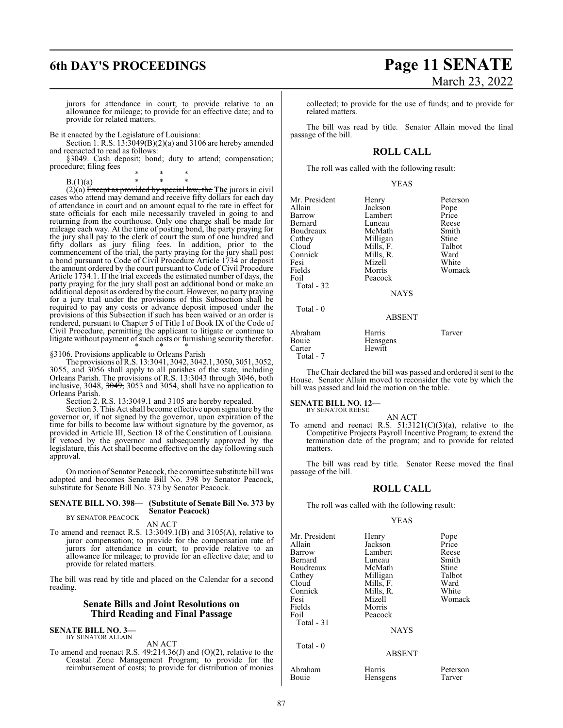jurors for attendance in court; to provide relative to an allowance for mileage; to provide for an effective date; and to provide for related matters.

Be it enacted by the Legislature of Louisiana:

Section 1. R.S. 13:3049(B)(2)(a) and 3106 are hereby amended and reenacted to read as follows:

§3049. Cash deposit; bond; duty to attend; compensation; procedure; filing fees

\* \* \*

B.(1)(a) \* \* \*

(2)(a) ~~Except as provided by special law, the~~ **The** jurors in civil cases who attend may demand and receive fifty dollars for each day of attendance in court and an amount equal to the rate in effect for state officials for each mile necessarily traveled in going to and returning from the courthouse. Only one charge shall be made for mileage each way. At the time of posting bond, the party praying for the jury shall pay to the clerk of court the sum of one hundred and fifty dollars as jury filing fees. In addition, prior to the commencement of the trial, the party praying for the jury shall post a bond pursuant to Code of Civil Procedure Article 1734 or deposit the amount ordered by the court pursuant to Code of Civil Procedure Article 1734.1. If the trial exceeds the estimated number of days, the party praying for the jury shall post an additional bond or make an additional deposit as ordered by the court. However, no party praying for a jury trial under the provisions of this Subsection shall be required to pay any costs or advance deposit imposed under the provisions of this Subsection if such has been waived or an order is rendered, pursuant to Chapter 5 of Title I of Book IX of the Code of Civil Procedure, permitting the applicant to litigate or continue to litigate without payment of such costs or furnishing security therefor.

\* \* \*

§3106. Provisions applicable to Orleans Parish

The provisions of R.S. 13:3041, 3042, 3042.1, 3050, 3051, 3052, 3055, and 3056 shall apply to all parishes of the state, including Orleans Parish. The provisions of R.S. 13:3043 through 3046, both inclusive, 3048, ~~3049,~~ 3053 and 3054, shall have no application to Orleans Parish.

Section 2. R.S. 13:3049.1 and 3105 are hereby repealed.

Section 3. This Act shall become effective upon signature by the governor or, if not signed by the governor, upon expiration of the time for bills to become law without signature by the governor, as provided in Article III, Section 18 of the Constitution of Louisiana. If vetoed by the governor and subsequently approved by the legislature, this Act shall become effective on the day following such approval.

On motion of Senator Peacock, the committee substitute bill was adopted and becomes Senate Bill No. 398 by Senator Peacock, substitute for Senate Bill No. 373 by Senator Peacock.

**SENATE BILL NO. 398— (Substitute of Senate Bill No. 373 by Senator Peacock)**
BY SENATOR PEACOCK

AN ACT

To amend and reenact R.S. 13:3049.1(B) and 3105(A), relative to juror compensation; to provide for the compensation rate of jurors for attendance in court; to provide relative to an allowance for mileage; to provide for an effective date; and to provide for related matters.

The bill was read by title and placed on the Calendar for a second reading.

## Senate Bills and Joint Resolutions on Third Reading and Final Passage

**SENATE BILL NO. 3—**
BY SENATOR ALLAIN

AN ACT

To amend and reenact R.S. 49:214.36(J) and (O)(2), relative to the Coastal Zone Management Program; to provide for the reimbursement of costs; to provide for distribution of monies collected; to provide for the use of funds; and to provide for related matters.

The bill was read by title. Senator Allain moved the final passage of the bill.

### ROLL CALL

The roll was called with the following result:

YEAS

| | | |
|---|---|---|
| Mr. President | Henry | Peterson |
| Allain | Jackson | Pope |
| Barrow | Lambert | Price |
| Bernard | Luneau | Reese |
| Boudreaux | McMath | Smith |
| Cathey | Milligan | Stine |
| Cloud | Mills, F. | Talbot |
| Connick | Mills, R. | Ward |
| Fesi | Mizell | White |
| Fields | Morris | Womack |
| Foil | Peacock | |

Total - 32

NAYS

Total - 0

ABSENT

| | | |
|---|---|---|
| Abraham | Harris | Tarver |
| Bouie | Hensgens | |
| Carter | Hewitt | |

Total - 7

The Chair declared the bill was passed and ordered it sent to the House. Senator Allain moved to reconsider the vote by which the bill was passed and laid the motion on the table.

**SENATE BILL NO. 12—**
BY SENATOR REESE

AN ACT

To amend and reenact R.S. 51:3121(C)(3)(a), relative to the Competitive Projects Payroll Incentive Program; to extend the termination date of the program; and to provide for related matters.

The bill was read by title. Senator Reese moved the final passage of the bill.

### ROLL CALL

The roll was called with the following result:

YEAS

| | | |
|---|---|---|
| Mr. President | Henry | Pope |
| Allain | Jackson | Price |
| Barrow | Lambert | Reese |
| Bernard | Luneau | Smith |
| Boudreaux | McMath | Stine |
| Cathey | Milligan | Talbot |
| Cloud | Mills, F. | Ward |
| Connick | Mills, R. | White |
| Fesi | Mizell | Womack |
| Fields | Morris | |
| Foil | Peacock | |

Total - 31

NAYS

Total - 0

ABSENT

| | | |
|---|---|---|
| Abraham | Harris | Peterson |
| Bouie | Hensgens | Tarver |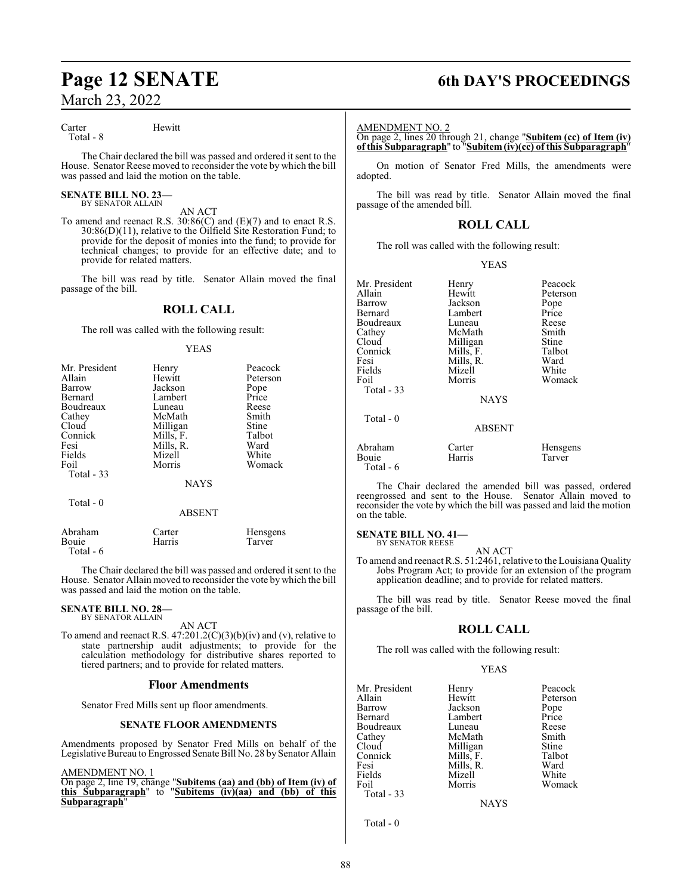| | |
|---|---|
| Carter | Hewitt |
| Total - 8 | |

The Chair declared the bill was passed and ordered it sent to the House. Senator Reese moved to reconsider the vote by which the bill was passed and laid the motion on the table.

**SENATE BILL NO. 23—**
BY SENATOR ALLAIN

AN ACT

To amend and reenact R.S. 30:86(C) and (E)(7) and to enact R.S. 30:86(D)(11), relative to the Oilfield Site Restoration Fund; to provide for the deposit of monies into the fund; to provide for technical changes; to provide for an effective date; and to provide for related matters.

The bill was read by title. Senator Allain moved the final passage of the bill.

## ROLL CALL

The roll was called with the following result:

YEAS

| | | |
|---|---|---|
| Mr. President | Henry | Peacock |
| Allain | Hewitt | Peterson |
| Barrow | Jackson | Pope |
| Bernard | Lambert | Price |
| Boudreaux | Luneau | Reese |
| Cathey | McMath | Smith |
| Cloud | Milligan | Stine |
| Connick | Mills, F. | Talbot |
| Fesi | Mills, R. | Ward |
| Fields | Mizell | White |
| Foil | Morris | Womack |
| Total - 33 | | |

NAYS

Total - 0

ABSENT

| | | |
|---|---|---|
| Abraham | Carter | Hensgens |
| Bouie | Harris | Tarver |
| Total - 6 | | |

The Chair declared the bill was passed and ordered it sent to the House. Senator Allain moved to reconsider the vote by which the bill was passed and laid the motion on the table.

**SENATE BILL NO. 28—**
BY SENATOR ALLAIN

AN ACT

To amend and reenact R.S. 47:201.2(C)(3)(b)(iv) and (v), relative to state partnership audit adjustments; to provide for the calculation methodology for distributive shares reported to tiered partners; and to provide for related matters.

## Floor Amendments

Senator Fred Mills sent up floor amendments.

### SENATE FLOOR AMENDMENTS

Amendments proposed by Senator Fred Mills on behalf of the Legislative Bureau to Engrossed Senate Bill No. 28 by Senator Allain

AMENDMENT NO. 1
On page 2, line 19, change "**Subitems (aa) and (bb) of Item (iv) of this Subparagraph**" to "**Subitems (iv)(aa) and (bb) of this Subparagraph**"

AMENDMENT NO. 2
On page 2, lines 20 through 21, change "**Subitem (cc) of Item (iv) of this Subparagraph**" to "**Subitem (iv)(cc) of this Subparagraph**"

On motion of Senator Fred Mills, the amendments were adopted.

The bill was read by title. Senator Allain moved the final passage of the amended bill.

## ROLL CALL

The roll was called with the following result:

YEAS

| | | |
|---|---|---|
| Mr. President | Henry | Peacock |
| Allain | Hewitt | Peterson |
| Barrow | Jackson | Pope |
| Bernard | Lambert | Price |
| Boudreaux | Luneau | Reese |
| Cathey | McMath | Smith |
| Cloud | Milligan | Stine |
| Connick | Mills, F. | Talbot |
| Fesi | Mills, R. | Ward |
| Fields | Mizell | White |
| Foil | Morris | Womack |
| Total - 33 | | |

NAYS

Total - 0

ABSENT

| | | |
|---|---|---|
| Abraham | Carter | Hensgens |
| Bouie | Harris | Tarver |
| Total - 6 | | |

The Chair declared the amended bill was passed, ordered reengrossed and sent to the House. Senator Allain moved to reconsider the vote by which the bill was passed and laid the motion on the table.

**SENATE BILL NO. 41—**
BY SENATOR REESE

AN ACT

To amend and reenact R.S. 51:2461, relative to the Louisiana Quality Jobs Program Act; to provide for an extension of the program application deadline; and to provide for related matters.

The bill was read by title. Senator Reese moved the final passage of the bill.

## ROLL CALL

The roll was called with the following result:

YEAS

| | | |
|---|---|---|
| Mr. President | Henry | Peacock |
| Allain | Hewitt | Peterson |
| Barrow | Jackson | Pope |
| Bernard | Lambert | Price |
| Boudreaux | Luneau | Reese |
| Cathey | McMath | Smith |
| Cloud | Milligan | Stine |
| Connick | Mills, F. | Talbot |
| Fesi | Mills, R. | Ward |
| Fields | Mizell | White |
| Foil | Morris | Womack |
| Total - 33 | | |

NAYS

Total - 0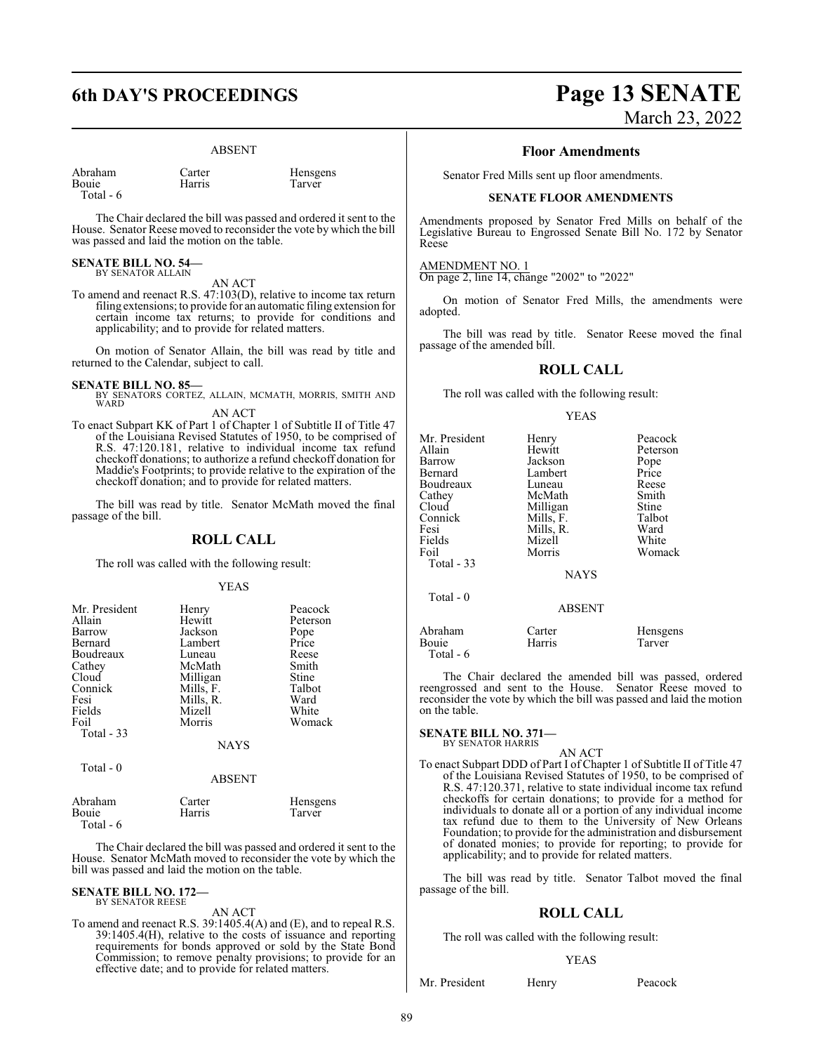ABSENT

| | | |
|---|---|---|
| Abraham | Carter | Hensgens |
| Bouie | Harris | Tarver |
| Total - 6 | | |

The Chair declared the bill was passed and ordered it sent to the House. Senator Reese moved to reconsider the vote by which the bill was passed and laid the motion on the table.

**SENATE BILL NO. 54—**
BY SENATOR ALLAIN

AN ACT

To amend and reenact R.S. 47:103(D), relative to income tax return filing extensions; to provide for an automatic filing extension for certain income tax returns; to provide for conditions and applicability; and to provide for related matters.

On motion of Senator Allain, the bill was read by title and returned to the Calendar, subject to call.

**SENATE BILL NO. 85—**
BY SENATORS CORTEZ, ALLAIN, MCMATH, MORRIS, SMITH AND WARD

AN ACT

To enact Subpart KK of Part 1 of Chapter 1 of Subtitle II of Title 47 of the Louisiana Revised Statutes of 1950, to be comprised of R.S. 47:120.181, relative to individual income tax refund checkoff donations; to authorize a refund checkoff donation for Maddie's Footprints; to provide relative to the expiration of the checkoff donation; and to provide for related matters.

The bill was read by title. Senator McMath moved the final passage of the bill.

## ROLL CALL

The roll was called with the following result:

YEAS

| | | |
|---|---|---|
| Mr. President | Henry | Peacock |
| Allain | Hewitt | Peterson |
| Barrow | Jackson | Pope |
| Bernard | Lambert | Price |
| Boudreaux | Luneau | Reese |
| Cathey | McMath | Smith |
| Cloud | Milligan | Stine |
| Connick | Mills, F. | Talbot |
| Fesi | Mills, R. | Ward |
| Fields | Mizell | White |
| Foil | Morris | Womack |
| Total - 33 | | |

NAYS

Total - 0

ABSENT

| | | |
|---|---|---|
| Abraham | Carter | Hensgens |
| Bouie | Harris | Tarver |
| Total - 6 | | |

The Chair declared the bill was passed and ordered it sent to the House. Senator McMath moved to reconsider the vote by which the bill was passed and laid the motion on the table.

**SENATE BILL NO. 172—**
BY SENATOR REESE

AN ACT

To amend and reenact R.S. 39:1405.4(A) and (E), and to repeal R.S. 39:1405.4(H), relative to the costs of issuance and reporting requirements for bonds approved or sold by the State Bond Commission; to remove penalty provisions; to provide for an effective date; and to provide for related matters.

## Floor Amendments

Senator Fred Mills sent up floor amendments.

**SENATE FLOOR AMENDMENTS**

Amendments proposed by Senator Fred Mills on behalf of the Legislative Bureau to Engrossed Senate Bill No. 172 by Senator Reese

AMENDMENT NO. 1
On page 2, line 14, change "2002" to "2022"

On motion of Senator Fred Mills, the amendments were adopted.

The bill was read by title. Senator Reese moved the final passage of the amended bill.

## ROLL CALL

The roll was called with the following result:

YEAS

| | | |
|---|---|---|
| Mr. President | Henry | Peacock |
| Allain | Hewitt | Peterson |
| Barrow | Jackson | Pope |
| Bernard | Lambert | Price |
| Boudreaux | Luneau | Reese |
| Cathey | McMath | Smith |
| Cloud | Milligan | Stine |
| Connick | Mills, F. | Talbot |
| Fesi | Mills, R. | Ward |
| Fields | Mizell | White |
| Foil | Morris | Womack |
| Total - 33 | | |

NAYS

Total - 0

ABSENT

| | | |
|---|---|---|
| Abraham | Carter | Hensgens |
| Bouie | Harris | Tarver |
| Total - 6 | | |

The Chair declared the amended bill was passed, ordered reengrossed and sent to the House. Senator Reese moved to reconsider the vote by which the bill was passed and laid the motion on the table.

**SENATE BILL NO. 371—**
BY SENATOR HARRIS

AN ACT

To enact Subpart DDD of Part I of Chapter 1 of Subtitle II of Title 47 of the Louisiana Revised Statutes of 1950, to be comprised of R.S. 47:120.371, relative to state individual income tax refund checkoffs for certain donations; to provide for a method for individuals to donate all or a portion of any individual income tax refund due to them to the University of New Orleans Foundation; to provide for the administration and disbursement of donated monies; to provide for reporting; to provide for applicability; and to provide for related matters.

The bill was read by title. Senator Talbot moved the final passage of the bill.

## ROLL CALL

The roll was called with the following result:

YEAS

| | | |
|---|---|---|
| Mr. President | Henry | Peacock |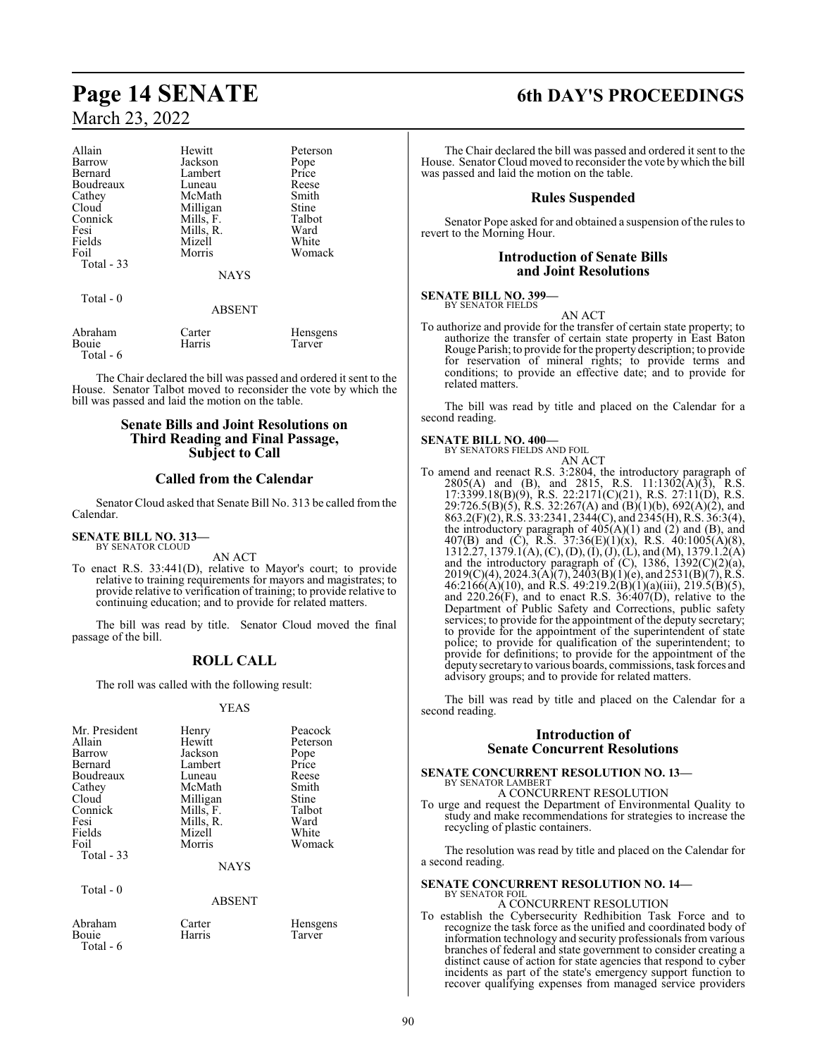| | | |
|---|---|---|
| Allain | Hewitt | Peterson |
| Barrow | Jackson | Pope |
| Bernard | Lambert | Price |
| Boudreaux | Luneau | Reese |
| Cathey | McMath | Smith |
| Cloud | Milligan | Stine |
| Connick | Mills, F. | Talbot |
| Fesi | Mills, R. | Ward |
| Fields | Mizell | White |
| Foil | Morris | Womack |
| Total - 33 | | |

NAYS

Total - 0

ABSENT

| | | |
|---|---|---|
| Abraham | Carter | Hensgens |
| Bouie | Harris | Tarver |
| Total - 6 | | |

The Chair declared the bill was passed and ordered it sent to the House. Senator Talbot moved to reconsider the vote by which the bill was passed and laid the motion on the table.

## Senate Bills and Joint Resolutions on Third Reading and Final Passage, Subject to Call

## Called from the Calendar

Senator Cloud asked that Senate Bill No. 313 be called from the Calendar.

**SENATE BILL NO. 313—**
BY SENATOR CLOUD

AN ACT

To enact R.S. 33:441(D), relative to Mayor's court; to provide relative to training requirements for mayors and magistrates; to provide relative to verification of training; to provide relative to continuing education; and to provide for related matters.

The bill was read by title. Senator Cloud moved the final passage of the bill.

## ROLL CALL

The roll was called with the following result:

YEAS

| | | |
|---|---|---|
| Mr. President | Henry | Peacock |
| Allain | Hewitt | Peterson |
| Barrow | Jackson | Pope |
| Bernard | Lambert | Price |
| Boudreaux | Luneau | Reese |
| Cathey | McMath | Smith |
| Cloud | Milligan | Stine |
| Connick | Mills, F. | Talbot |
| Fesi | Mills, R. | Ward |
| Fields | Mizell | White |
| Foil | Morris | Womack |
| Total - 33 | | |

NAYS

Total - 0

ABSENT

| | | |
|---|---|---|
| Abraham | Carter | Hensgens |
| Bouie | Harris | Tarver |
| Total - 6 | | |

The Chair declared the bill was passed and ordered it sent to the House. Senator Cloud moved to reconsider the vote by which the bill was passed and laid the motion on the table.

## Rules Suspended

Senator Pope asked for and obtained a suspension of the rules to revert to the Morning Hour.

## Introduction of Senate Bills and Joint Resolutions

**SENATE BILL NO. 399—**
BY SENATOR FIELDS

AN ACT

To authorize and provide for the transfer of certain state property; to authorize the transfer of certain state property in East Baton Rouge Parish; to provide for the property description; to provide for reservation of mineral rights; to provide terms and conditions; to provide an effective date; and to provide for related matters.

The bill was read by title and placed on the Calendar for a second reading.

**SENATE BILL NO. 400—**
BY SENATORS FIELDS AND FOIL

AN ACT

To amend and reenact R.S. 3:2804, the introductory paragraph of 2805(A) and (B), and 2815, R.S. 11:1302(A)(3), R.S. 17:3399.18(B)(9), R.S. 22:2171(C)(21), R.S. 27:11(D), R.S. 29:726.5(B)(5), R.S. 32:267(A) and (B)(1)(b), 692(A)(2), and 863.2(F)(2), R.S. 33:2341, 2344(C), and 2345(H), R.S. 36:3(4), the introductory paragraph of 405(A)(1) and (2) and (B), and 407(B) and (C), R.S. 37:36(E)(1)(x), R.S. 40:1005(A)(8), 1312.27, 1379.1(A), (C), (D), (I), (J), (L), and (M), 1379.1.2(A) and the introductory paragraph of (C), 1386, 1392(C)(2)(a), 2019(C)(4), 2024.3(A)(7), 2403(B)(1)(e), and 2531(B)(7), R.S. 46:2166(A)(10), and R.S. 49:219.2(B)(1)(a)(iii), 219.5(B)(5), and 220.26(F), and to enact R.S. 36:407(D), relative to the Department of Public Safety and Corrections, public safety services; to provide for the appointment of the deputy secretary; to provide for the appointment of the superintendent of state police; to provide for qualification of the superintendent; to provide for definitions; to provide for the appointment of the deputy secretary to various boards, commissions, task forces and advisory groups; and to provide for related matters.

The bill was read by title and placed on the Calendar for a second reading.

## Introduction of Senate Concurrent Resolutions

**SENATE CONCURRENT RESOLUTION NO. 13—**
BY SENATOR LAMBERT

A CONCURRENT RESOLUTION

To urge and request the Department of Environmental Quality to study and make recommendations for strategies to increase the recycling of plastic containers.

The resolution was read by title and placed on the Calendar for a second reading.

**SENATE CONCURRENT RESOLUTION NO. 14—**
BY SENATOR FOIL

A CONCURRENT RESOLUTION

To establish the Cybersecurity Redhibition Task Force and to recognize the task force as the unified and coordinated body of information technology and security professionals from various branches of federal and state government to consider creating a distinct cause of action for state agencies that respond to cyber incidents as part of the state's emergency support function to recover qualifying expenses from managed service providers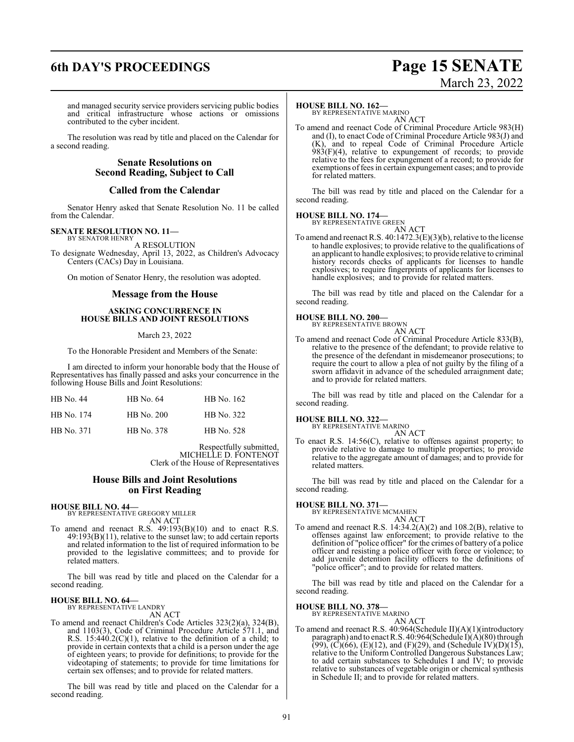and managed security service providers servicing public bodies and critical infrastructure whose actions or omissions contributed to the cyber incident.

The resolution was read by title and placed on the Calendar for a second reading.

## Senate Resolutions on Second Reading, Subject to Call

## Called from the Calendar

Senator Henry asked that Senate Resolution No. 11 be called from the Calendar.

**SENATE RESOLUTION NO. 11—**
BY SENATOR HENRY

A RESOLUTION

To designate Wednesday, April 13, 2022, as Children's Advocacy Centers (CACs) Day in Louisiana.

On motion of Senator Henry, the resolution was adopted.

## Message from the House

**ASKING CONCURRENCE IN HOUSE BILLS AND JOINT RESOLUTIONS**

March 23, 2022

To the Honorable President and Members of the Senate:

I am directed to inform your honorable body that the House of Representatives has finally passed and asks your concurrence in the following House Bills and Joint Resolutions:

| | | |
|---|---|---|
| HB No. 44 | HB No. 64 | HB No. 162 |
| HB No. 174 | HB No. 200 | HB No. 322 |
| HB No. 371 | HB No. 378 | HB No. 528 |

Respectfully submitted,
MICHELLE D. FONTENOT
Clerk of the House of Representatives

## House Bills and Joint Resolutions on First Reading

**HOUSE BILL NO. 44—**
BY REPRESENTATIVE GREGORY MILLER

AN ACT

To amend and reenact R.S. 49:193(B)(10) and to enact R.S. 49:193(B)(11), relative to the sunset law; to add certain reports and related information to the list of required information to be provided to the legislative committees; and to provide for related matters.

The bill was read by title and placed on the Calendar for a second reading.

**HOUSE BILL NO. 64—**
BY REPRESENTATIVE LANDRY

AN ACT

To amend and reenact Children's Code Articles 323(2)(a), 324(B), and 1103(3), Code of Criminal Procedure Article 571.1, and R.S. 15:440.2(C)(1), relative to the definition of a child; to provide in certain contexts that a child is a person under the age of eighteen years; to provide for definitions; to provide for the videotaping of statements; to provide for time limitations for certain sex offenses; and to provide for related matters.

The bill was read by title and placed on the Calendar for a second reading.

**HOUSE BILL NO. 162—**
BY REPRESENTATIVE MARINO

AN ACT

To amend and reenact Code of Criminal Procedure Article 983(H) and (I), to enact Code of Criminal Procedure Article 983(J) and (K), and to repeal Code of Criminal Procedure Article 983(F)(4), relative to expungement of records; to provide relative to the fees for expungement of a record; to provide for exemptions of fees in certain expungement cases; and to provide for related matters.

The bill was read by title and placed on the Calendar for a second reading.

**HOUSE BILL NO. 174—**
BY REPRESENTATIVE GREEN

AN ACT

To amend and reenact R.S. 40:1472.3(E)(3)(b), relative to the license to handle explosives; to provide relative to the qualifications of an applicant to handle explosives; to provide relative to criminal history records checks of applicants for licenses to handle explosives; to require fingerprints of applicants for licenses to handle explosives; and to provide for related matters.

The bill was read by title and placed on the Calendar for a second reading.

**HOUSE BILL NO. 200—**
BY REPRESENTATIVE BROWN

AN ACT

To amend and reenact Code of Criminal Procedure Article 833(B), relative to the presence of the defendant; to provide relative to the presence of the defendant in misdemeanor prosecutions; to require the court to allow a plea of not guilty by the filing of a sworn affidavit in advance of the scheduled arraignment date; and to provide for related matters.

The bill was read by title and placed on the Calendar for a second reading.

**HOUSE BILL NO. 322—**
BY REPRESENTATIVE MARINO

AN ACT

To enact R.S. 14:56(C), relative to offenses against property; to provide relative to damage to multiple properties; to provide relative to the aggregate amount of damages; and to provide for related matters.

The bill was read by title and placed on the Calendar for a second reading.

**HOUSE BILL NO. 371—**
BY REPRESENTATIVE MCMAHEN

AN ACT

To amend and reenact R.S. 14:34.2(A)(2) and 108.2(B), relative to offenses against law enforcement; to provide relative to the definition of "police officer" for the crimes of battery of a police officer and resisting a police officer with force or violence; to add juvenile detention facility officers to the definitions of "police officer"; and to provide for related matters.

The bill was read by title and placed on the Calendar for a second reading.

**HOUSE BILL NO. 378—**
BY REPRESENTATIVE MARINO

AN ACT

To amend and reenact R.S. 40:964(Schedule II)(A)(1)(introductory paragraph) and to enact R.S. 40:964(Schedule I)(A)(80) through (99), (C)(66), (E)(12), and (F)(29), and (Schedule IV)(D)(15), relative to the Uniform Controlled Dangerous Substances Law; to add certain substances to Schedules I and IV; to provide relative to substances of vegetable origin or chemical synthesis in Schedule II; and to provide for related matters.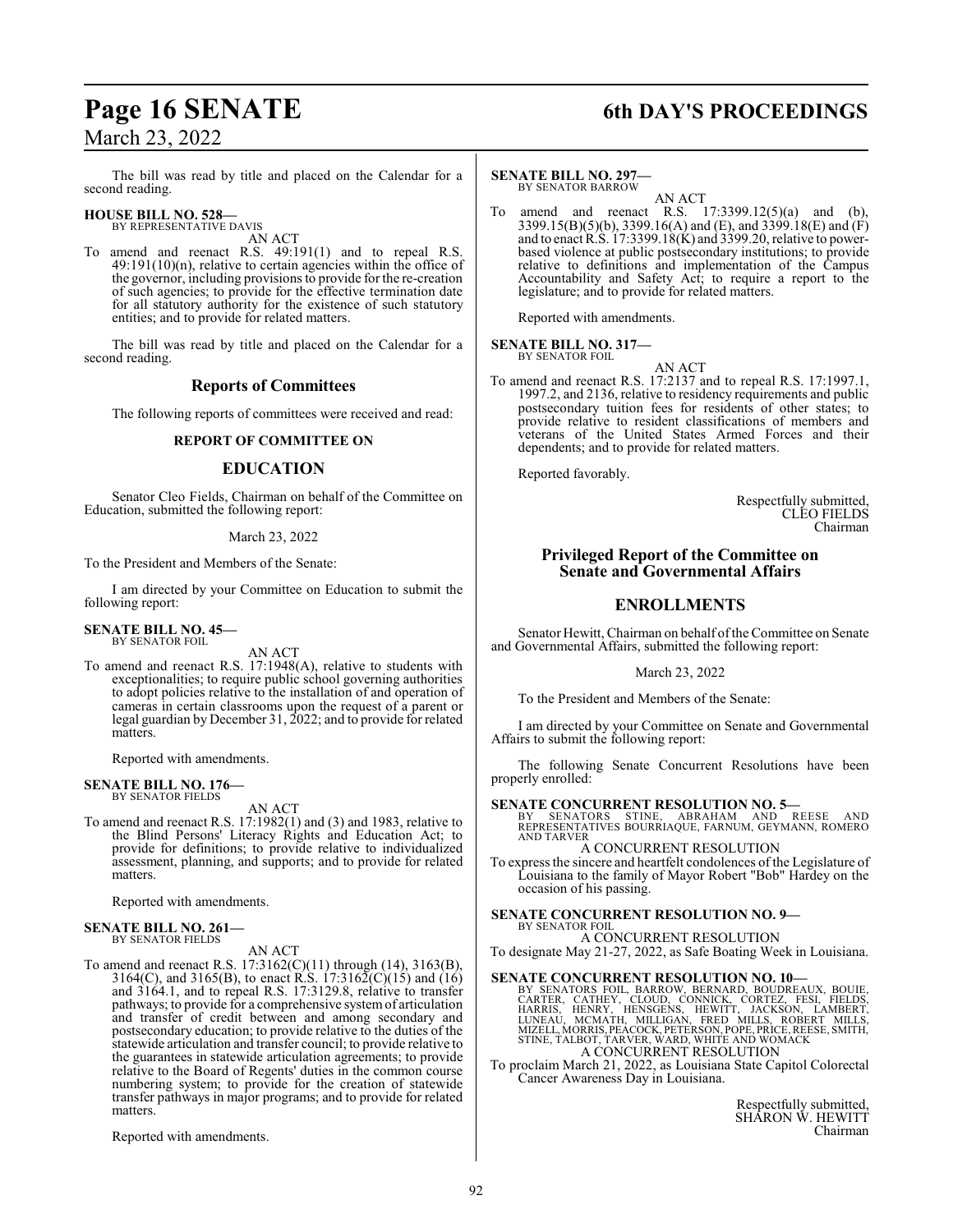The bill was read by title and placed on the Calendar for a second reading.

**HOUSE BILL NO. 528—**
BY REPRESENTATIVE DAVIS

AN ACT

To amend and reenact R.S. 49:191(1) and to repeal R.S. 49:191(10)(n), relative to certain agencies within the office of the governor, including provisions to provide for the re-creation of such agencies; to provide for the effective termination date for all statutory authority for the existence of such statutory entities; and to provide for related matters.

The bill was read by title and placed on the Calendar for a second reading.

## Reports of Committees

The following reports of committees were received and read:

### REPORT OF COMMITTEE ON

## EDUCATION

Senator Cleo Fields, Chairman on behalf of the Committee on Education, submitted the following report:

March 23, 2022

To the President and Members of the Senate:

I am directed by your Committee on Education to submit the following report:

**SENATE BILL NO. 45—**
BY SENATOR FOIL

AN ACT

To amend and reenact R.S. 17:1948(A), relative to students with exceptionalities; to require public school governing authorities to adopt policies relative to the installation of and operation of cameras in certain classrooms upon the request of a parent or legal guardian by December 31, 2022; and to provide for related matters.

Reported with amendments.

**SENATE BILL NO. 176—**
BY SENATOR FIELDS

AN ACT

To amend and reenact R.S. 17:1982(1) and (3) and 1983, relative to the Blind Persons' Literacy Rights and Education Act; to provide for definitions; to provide relative to individualized assessment, planning, and supports; and to provide for related matters.

Reported with amendments.

**SENATE BILL NO. 261—**
BY SENATOR FIELDS

AN ACT

To amend and reenact R.S. 17:3162(C)(11) through (14), 3163(B), 3164(C), and 3165(B), to enact R.S. 17:3162(C)(15) and (16) and 3164.1, and to repeal R.S. 17:3129.8, relative to transfer pathways; to provide for a comprehensive system of articulation and transfer of credit between and among secondary and postsecondary education; to provide relative to the duties of the statewide articulation and transfer council; to provide relative to the guarantees in statewide articulation agreements; to provide relative to the Board of Regents' duties in the common course numbering system; to provide for the creation of statewide transfer pathways in major programs; and to provide for related matters.

Reported with amendments.

**SENATE BILL NO. 297—**
BY SENATOR BARROW

AN ACT

To amend and reenact R.S. 17:3399.12(5)(a) and (b), 3399.15(B)(5)(b), 3399.16(A) and (E), and 3399.18(E) and (F) and to enact R.S. 17:3399.18(K) and 3399.20, relative to power-based violence at public postsecondary institutions; to provide relative to definitions and implementation of the Campus Accountability and Safety Act; to require a report to the legislature; and to provide for related matters.

Reported with amendments.

**SENATE BILL NO. 317—**
BY SENATOR FOIL

AN ACT

To amend and reenact R.S. 17:2137 and to repeal R.S. 17:1997.1, 1997.2, and 2136, relative to residency requirements and public postsecondary tuition fees for residents of other states; to provide relative to resident classifications of members and veterans of the United States Armed Forces and their dependents; and to provide for related matters.

Reported favorably.

Respectfully submitted,
CLEO FIELDS
Chairman

## Privileged Report of the Committee on Senate and Governmental Affairs

## ENROLLMENTS

Senator Hewitt, Chairman on behalf of the Committee on Senate and Governmental Affairs, submitted the following report:

March 23, 2022

To the President and Members of the Senate:

I am directed by your Committee on Senate and Governmental Affairs to submit the following report:

The following Senate Concurrent Resolutions have been properly enrolled:

**SENATE CONCURRENT RESOLUTION NO. 5—**
BY SENATORS STINE, ABRAHAM AND REESE AND REPRESENTATIVES BOURRIAQUE, FARNUM, GEYMANN, ROMERO AND TARVER

A CONCURRENT RESOLUTION

To express the sincere and heartfelt condolences of the Legislature of Louisiana to the family of Mayor Robert "Bob" Hardey on the occasion of his passing.

**SENATE CONCURRENT RESOLUTION NO. 9—**
BY SENATOR FOIL

A CONCURRENT RESOLUTION

To designate May 21-27, 2022, as Safe Boating Week in Louisiana.

**SENATE CONCURRENT RESOLUTION NO. 10—**
BY SENATORS FOIL, BARROW, BERNARD, BOUDREAUX, BOUIE, CARTER, CATHEY, CLOUD, CONNICK, CORTEZ, FESI, FIELDS, HARRIS, HENRY, HENSGENS, HEWITT, JACKSON, LAMBERT, LUNEAU, MCMATH, MILLIGAN, FRED MILLS, ROBERT MILLS, MIZELL, MORRIS, PEACOCK, PETERSON, POPE, PRICE, REESE, SMITH, STINE, TALBOT, TARVER, WARD, WHITE AND WOMACK

A CONCURRENT RESOLUTION

To proclaim March 21, 2022, as Louisiana State Capitol Colorectal Cancer Awareness Day in Louisiana.

Respectfully submitted,
SHARON W. HEWITT
Chairman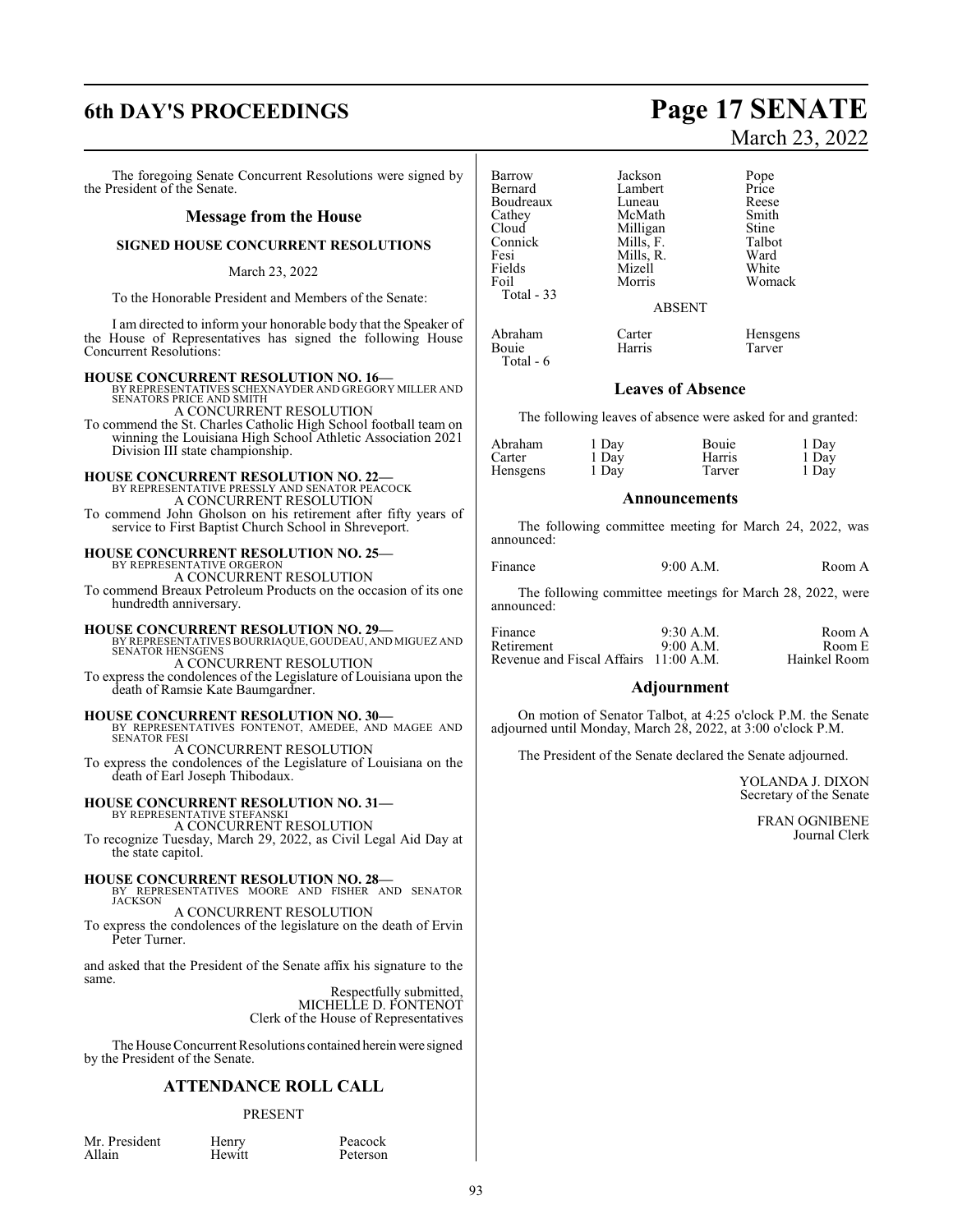The foregoing Senate Concurrent Resolutions were signed by the President of the Senate.

## Message from the House

### SIGNED HOUSE CONCURRENT RESOLUTIONS

March 23, 2022

To the Honorable President and Members of the Senate:

I am directed to inform your honorable body that the Speaker of the House of Representatives has signed the following House Concurrent Resolutions:

**HOUSE CONCURRENT RESOLUTION NO. 16—**
BY REPRESENTATIVES SCHEXNAYDER AND GREGORY MILLER AND SENATORS PRICE AND SMITH
A CONCURRENT RESOLUTION
To commend the St. Charles Catholic High School football team on winning the Louisiana High School Athletic Association 2021 Division III state championship.

**HOUSE CONCURRENT RESOLUTION NO. 22—**
BY REPRESENTATIVE PRESSLY AND SENATOR PEACOCK
A CONCURRENT RESOLUTION
To commend John Gholson on his retirement after fifty years of service to First Baptist Church School in Shreveport.

**HOUSE CONCURRENT RESOLUTION NO. 25—**
BY REPRESENTATIVE ORGERON
A CONCURRENT RESOLUTION
To commend Breaux Petroleum Products on the occasion of its one hundredth anniversary.

**HOUSE CONCURRENT RESOLUTION NO. 29—**
BY REPRESENTATIVES BOURRIAQUE, GOUDEAU, AND MIGUEZ AND SENATOR HENSGENS
A CONCURRENT RESOLUTION
To express the condolences of the Legislature of Louisiana upon the death of Ramsie Kate Baumgardner.

**HOUSE CONCURRENT RESOLUTION NO. 30—**
BY REPRESENTATIVES FONTENOT, AMEDEE, AND MAGEE AND SENATOR FESI
A CONCURRENT RESOLUTION
To express the condolences of the Legislature of Louisiana on the death of Earl Joseph Thibodaux.

**HOUSE CONCURRENT RESOLUTION NO. 31—**
BY REPRESENTATIVE STEFANSKI
A CONCURRENT RESOLUTION
To recognize Tuesday, March 29, 2022, as Civil Legal Aid Day at the state capitol.

**HOUSE CONCURRENT RESOLUTION NO. 28—**
BY REPRESENTATIVES MOORE AND FISHER AND SENATOR JACKSON
A CONCURRENT RESOLUTION
To express the condolences of the legislature on the death of Ervin Peter Turner.

and asked that the President of the Senate affix his signature to the same.

Respectfully submitted,
MICHELLE D. FONTENOT
Clerk of the House of Representatives

The House Concurrent Resolutions contained herein were signed by the President of the Senate.

## ATTENDANCE ROLL CALL

PRESENT

| | | |
|---|---|---|
| Mr. President | Henry | Peacock |
| Allain | Hewitt | Peterson |
| Barrow | Jackson | Pope |
| Bernard | Lambert | Price |
| Boudreaux | Luneau | Reese |
| Cathey | McMath | Smith |
| Cloud | Milligan | Stine |
| Connick | Mills, F. | Talbot |
| Fesi | Mills, R. | Ward |
| Fields | Mizell | White |
| Foil | Morris | Womack |

Total - 33

ABSENT

| | | |
|---|---|---|
| Abraham | Carter | Hensgens |
| Bouie | Harris | Tarver |

Total - 6

## Leaves of Absence

The following leaves of absence were asked for and granted:

| | | | |
|---|---|---|---|
| Abraham | 1 Day | Bouie | 1 Day |
| Carter | 1 Day | Harris | 1 Day |
| Hensgens | 1 Day | Tarver | 1 Day |

## Announcements

The following committee meeting for March 24, 2022, was announced:

| | | |
|---|---|---|
| Finance | 9:00 A.M. | Room A |

The following committee meetings for March 28, 2022, were announced:

| | | |
|---|---|---|
| Finance | 9:30 A.M. | Room A |
| Retirement | 9:00 A.M. | Room E |
| Revenue and Fiscal Affairs | 11:00 A.M. | Hainkel Room |

## Adjournment

On motion of Senator Talbot, at 4:25 o'clock P.M. the Senate adjourned until Monday, March 28, 2022, at 3:00 o'clock P.M.

The President of the Senate declared the Senate adjourned.

YOLANDA J. DIXON
Secretary of the Senate

FRAN OGNIBENE
Journal Clerk